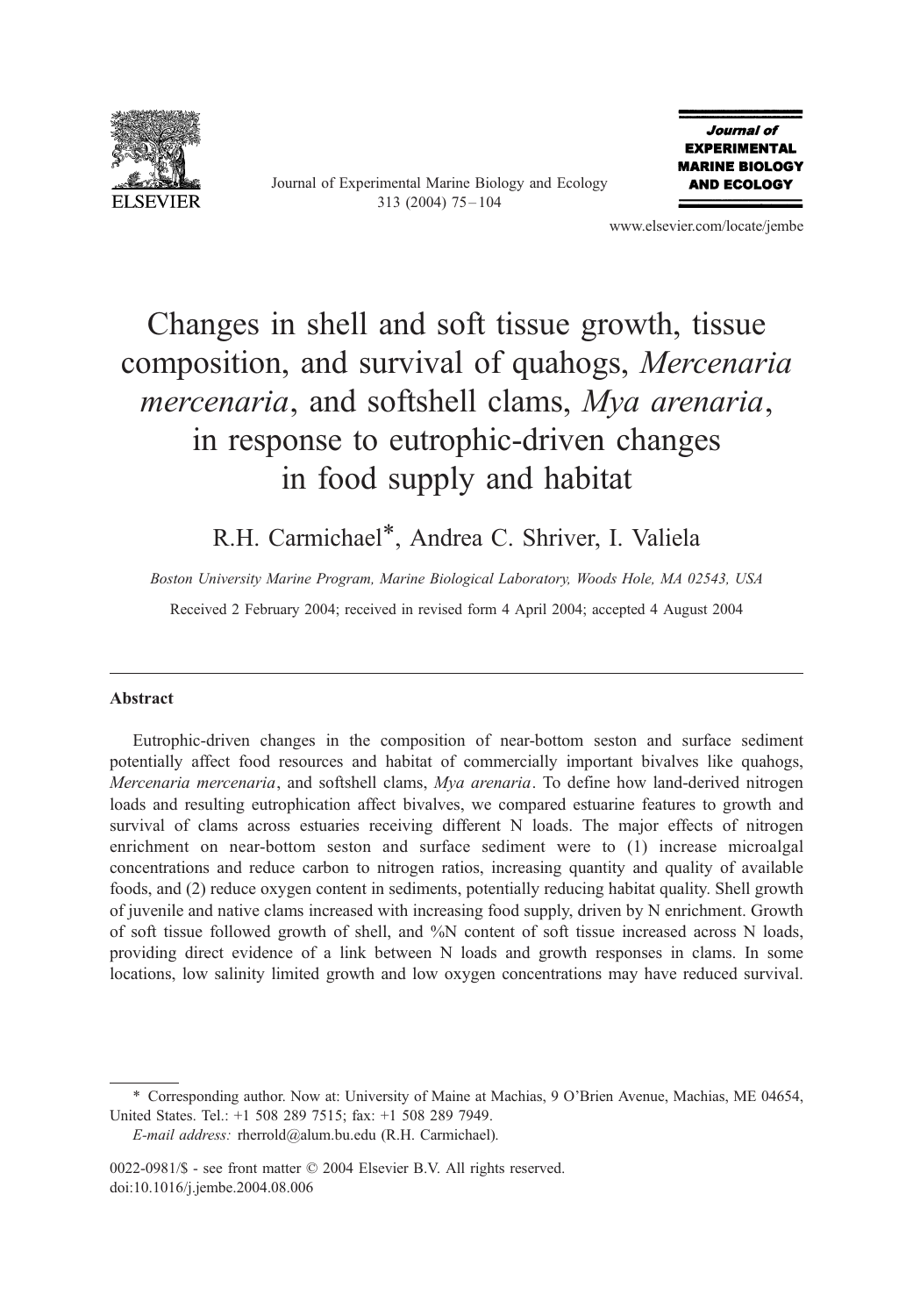# Changes in shell and soft tissue growth, tissue composition, and survival of quahogs, *Mercenaria mercenaria*, and softshell clams, *Mya arenaria*, in response to eutrophic-driven changes in food supply and habitat

R.H. Carmichael*, Andrea C. Shriver, I. Valiela

*Boston University Marine Program, Marine Biological Laboratory, Woods Hole, MA 02543, USA*

Received 2 February 2004; received in revised form 4 April 2004; accepted 4 August 2004

## Abstract

Eutrophic-driven changes in the composition of near-bottom seston and surface sediment potentially affect food resources and habitat of commercially important bivalves like quahogs, *Mercenaria mercenaria*, and softshell clams, *Mya arenaria*. To define how land-derived nitrogen loads and resulting eutrophication affect bivalves, we compared estuarine features to growth and survival of clams across estuaries receiving different N loads. The major effects of nitrogen enrichment on near-bottom seston and surface sediment were to (1) increase microalgal concentrations and reduce carbon to nitrogen ratios, increasing quantity and quality of available foods, and (2) reduce oxygen content in sediments, potentially reducing habitat quality. Shell growth of juvenile and native clams increased with increasing food supply, driven by N enrichment. Growth of soft tissue followed growth of shell, and %N content of soft tissue increased across N loads, providing direct evidence of a link between N loads and growth responses in clams. In some locations, low salinity limited growth and low oxygen concentrations may have reduced survival.

\* Corresponding author. Now at: University of Maine at Machias, 9 O'Brien Avenue, Machias, ME 04654, United States. Tel.: +1 508 289 7515; fax: +1 508 289 7949.

*E-mail address:* rherrold@alum.bu.edu (R.H. Carmichael).

0022-0981/$ - see front matter © 2004 Elsevier B.V. All rights reserved.
doi:10.1016/j.jembe.2004.08.006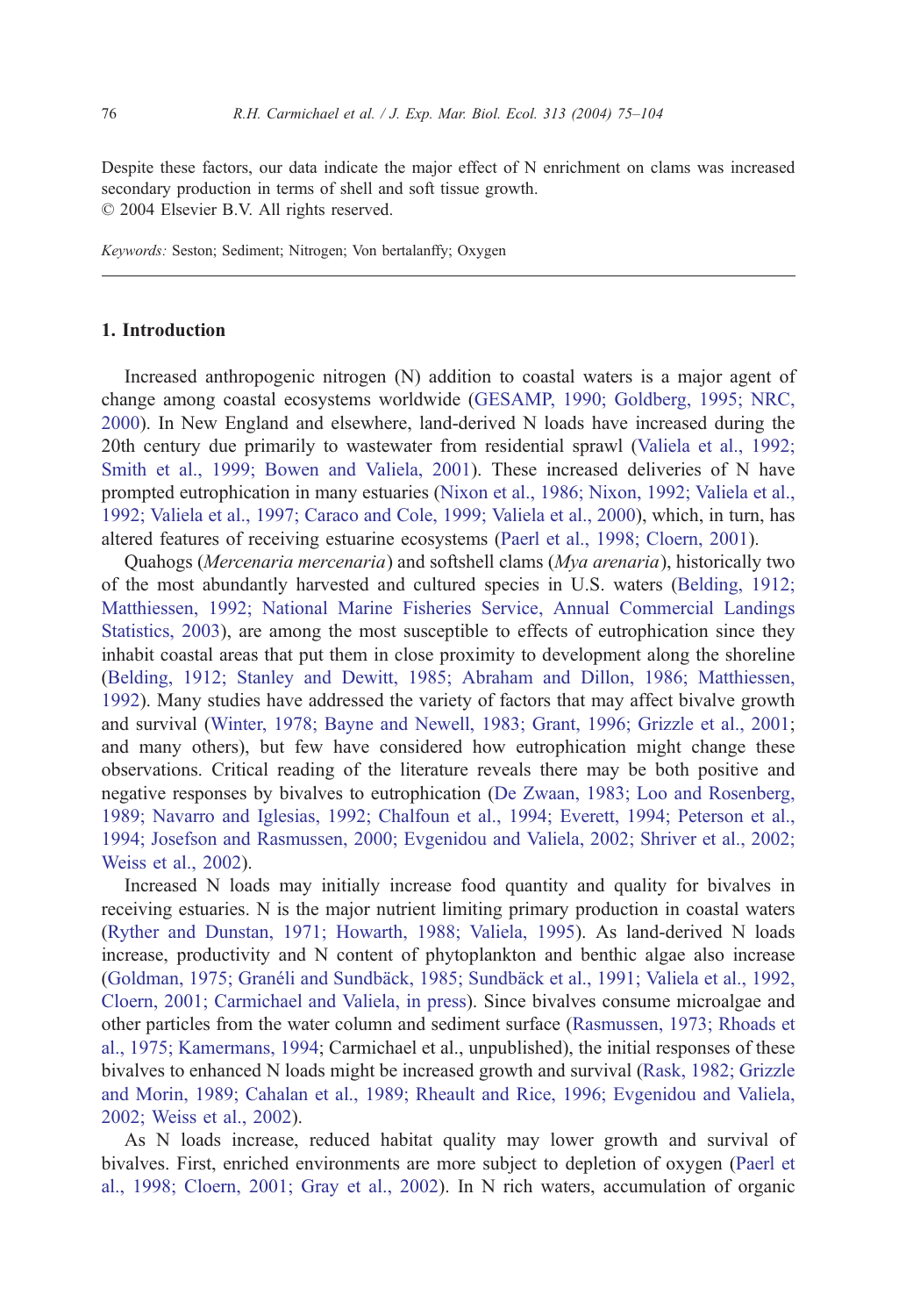Despite these factors, our data indicate the major effect of N enrichment on clams was increased secondary production in terms of shell and soft tissue growth.
© 2004 Elsevier B.V. All rights reserved.

*Keywords:* Seston; Sediment; Nitrogen; Von bertalanffy; Oxygen

## 1. Introduction

Increased anthropogenic nitrogen (N) addition to coastal waters is a major agent of change among coastal ecosystems worldwide (GESAMP, 1990; Goldberg, 1995; NRC, 2000). In New England and elsewhere, land-derived N loads have increased during the 20th century due primarily to wastewater from residential sprawl (Valiela et al., 1992; Smith et al., 1999; Bowen and Valiela, 2001). These increased deliveries of N have prompted eutrophication in many estuaries (Nixon et al., 1986; Nixon, 1992; Valiela et al., 1992; Valiela et al., 1997; Caraco and Cole, 1999; Valiela et al., 2000), which, in turn, has altered features of receiving estuarine ecosystems (Paerl et al., 1998; Cloern, 2001).

Quahogs (*Mercenaria mercenaria*) and softshell clams (*Mya arenaria*), historically two of the most abundantly harvested and cultured species in U.S. waters (Belding, 1912; Matthiessen, 1992; National Marine Fisheries Service, Annual Commercial Landings Statistics, 2003), are among the most susceptible to effects of eutrophication since they inhabit coastal areas that put them in close proximity to development along the shoreline (Belding, 1912; Stanley and Dewitt, 1985; Abraham and Dillon, 1986; Matthiessen, 1992). Many studies have addressed the variety of factors that may affect bivalve growth and survival (Winter, 1978; Bayne and Newell, 1983; Grant, 1996; Grizzle et al., 2001; and many others), but few have considered how eutrophication might change these observations. Critical reading of the literature reveals there may be both positive and negative responses by bivalves to eutrophication (De Zwaan, 1983; Loo and Rosenberg, 1989; Navarro and Iglesias, 1992; Chalfoun et al., 1994; Everett, 1994; Peterson et al., 1994; Josefson and Rasmussen, 2000; Evgenidou and Valiela, 2002; Shriver et al., 2002; Weiss et al., 2002).

Increased N loads may initially increase food quantity and quality for bivalves in receiving estuaries. N is the major nutrient limiting primary production in coastal waters (Ryther and Dunstan, 1971; Howarth, 1988; Valiela, 1995). As land-derived N loads increase, productivity and N content of phytoplankton and benthic algae also increase (Goldman, 1975; Granéli and Sundbäck, 1985; Sundbäck et al., 1991; Valiela et al., 1992, Cloern, 2001; Carmichael and Valiela, in press). Since bivalves consume microalgae and other particles from the water column and sediment surface (Rasmussen, 1973; Rhoads et al., 1975; Kamermans, 1994; Carmichael et al., unpublished), the initial responses of these bivalves to enhanced N loads might be increased growth and survival (Rask, 1982; Grizzle and Morin, 1989; Cahalan et al., 1989; Rheault and Rice, 1996; Evgenidou and Valiela, 2002; Weiss et al., 2002).

As N loads increase, reduced habitat quality may lower growth and survival of bivalves. First, enriched environments are more subject to depletion of oxygen (Paerl et al., 1998; Cloern, 2001; Gray et al., 2002). In N rich waters, accumulation of organic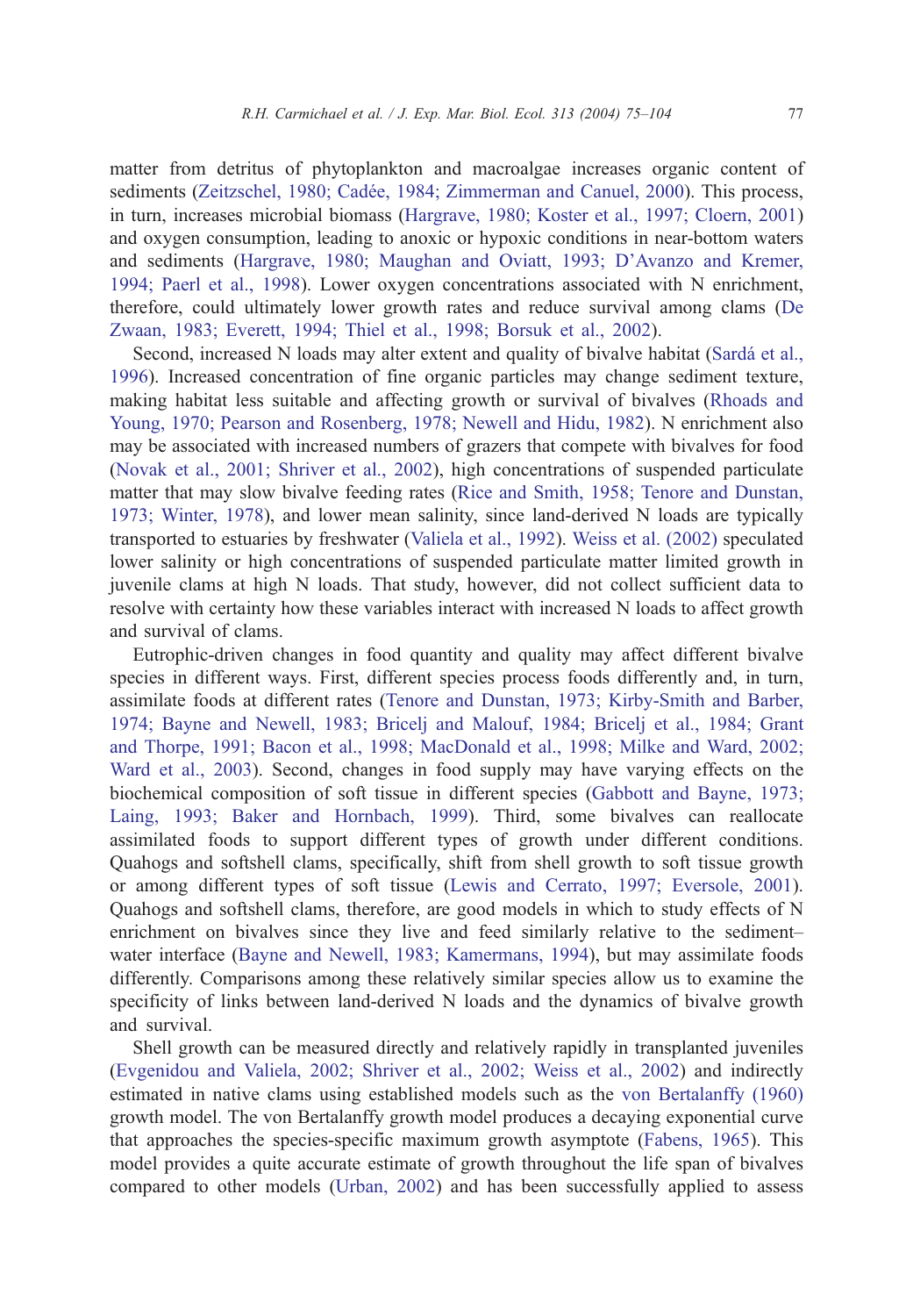matter from detritus of phytoplankton and macroalgae increases organic content of sediments (Zeitzschel, 1980; Cadée, 1984; Zimmerman and Canuel, 2000). This process, in turn, increases microbial biomass (Hargrave, 1980; Koster et al., 1997; Cloern, 2001) and oxygen consumption, leading to anoxic or hypoxic conditions in near-bottom waters and sediments (Hargrave, 1980; Maughan and Oviatt, 1993; D'Avanzo and Kremer, 1994; Paerl et al., 1998). Lower oxygen concentrations associated with N enrichment, therefore, could ultimately lower growth rates and reduce survival among clams (De Zwaan, 1983; Everett, 1994; Thiel et al., 1998; Borsuk et al., 2002).

Second, increased N loads may alter extent and quality of bivalve habitat (Sardá et al., 1996). Increased concentration of fine organic particles may change sediment texture, making habitat less suitable and affecting growth or survival of bivalves (Rhoads and Young, 1970; Pearson and Rosenberg, 1978; Newell and Hidu, 1982). N enrichment also may be associated with increased numbers of grazers that compete with bivalves for food (Novak et al., 2001; Shriver et al., 2002), high concentrations of suspended particulate matter that may slow bivalve feeding rates (Rice and Smith, 1958; Tenore and Dunstan, 1973; Winter, 1978), and lower mean salinity, since land-derived N loads are typically transported to estuaries by freshwater (Valiela et al., 1992). Weiss et al. (2002) speculated lower salinity or high concentrations of suspended particulate matter limited growth in juvenile clams at high N loads. That study, however, did not collect sufficient data to resolve with certainty how these variables interact with increased N loads to affect growth and survival of clams.

Eutrophic-driven changes in food quantity and quality may affect different bivalve species in different ways. First, different species process foods differently and, in turn, assimilate foods at different rates (Tenore and Dunstan, 1973; Kirby-Smith and Barber, 1974; Bayne and Newell, 1983; Bricelj and Malouf, 1984; Bricelj et al., 1984; Grant and Thorpe, 1991; Bacon et al., 1998; MacDonald et al., 1998; Milke and Ward, 2002; Ward et al., 2003). Second, changes in food supply may have varying effects on the biochemical composition of soft tissue in different species (Gabbott and Bayne, 1973; Laing, 1993; Baker and Hornbach, 1999). Third, some bivalves can reallocate assimilated foods to support different types of growth under different conditions. Quahogs and softshell clams, specifically, shift from shell growth to soft tissue growth or among different types of soft tissue (Lewis and Cerrato, 1997; Eversole, 2001). Quahogs and softshell clams, therefore, are good models in which to study effects of N enrichment on bivalves since they live and feed similarly relative to the sediment–water interface (Bayne and Newell, 1983; Kamermans, 1994), but may assimilate foods differently. Comparisons among these relatively similar species allow us to examine the specificity of links between land-derived N loads and the dynamics of bivalve growth and survival.

Shell growth can be measured directly and relatively rapidly in transplanted juveniles (Evgenidou and Valiela, 2002; Shriver et al., 2002; Weiss et al., 2002) and indirectly estimated in native clams using established models such as the von Bertalanffy (1960) growth model. The von Bertalanffy growth model produces a decaying exponential curve that approaches the species-specific maximum growth asymptote (Fabens, 1965). This model provides a quite accurate estimate of growth throughout the life span of bivalves compared to other models (Urban, 2002) and has been successfully applied to assess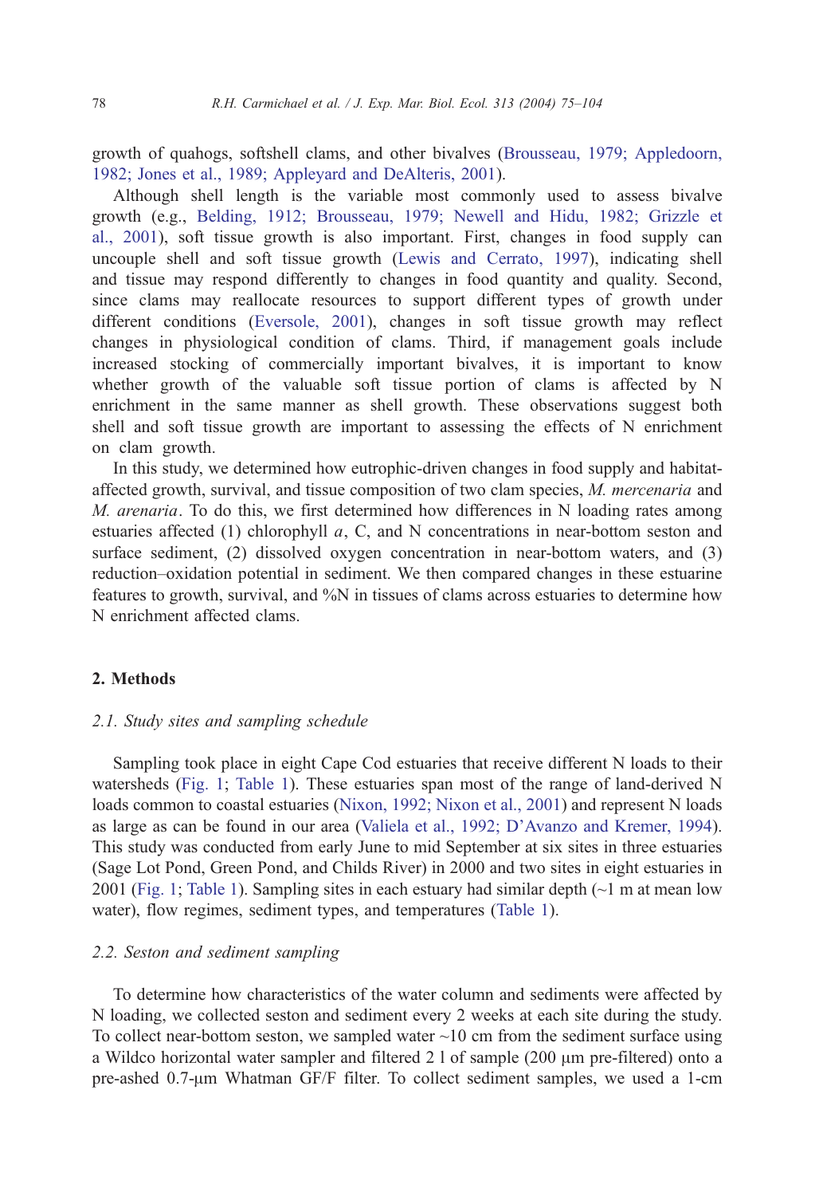growth of quahogs, softshell clams, and other bivalves (Brousseau, 1979; Appledoorn, 1982; Jones et al., 1989; Appleyard and DeAlteris, 2001).

Although shell length is the variable most commonly used to assess bivalve growth (e.g., Belding, 1912; Brousseau, 1979; Newell and Hidu, 1982; Grizzle et al., 2001), soft tissue growth is also important. First, changes in food supply can uncouple shell and soft tissue growth (Lewis and Cerrato, 1997), indicating shell and tissue may respond differently to changes in food quantity and quality. Second, since clams may reallocate resources to support different types of growth under different conditions (Eversole, 2001), changes in soft tissue growth may reflect changes in physiological condition of clams. Third, if management goals include increased stocking of commercially important bivalves, it is important to know whether growth of the valuable soft tissue portion of clams is affected by N enrichment in the same manner as shell growth. These observations suggest both shell and soft tissue growth are important to assessing the effects of N enrichment on clam growth.

In this study, we determined how eutrophic-driven changes in food supply and habitat-affected growth, survival, and tissue composition of two clam species, *M. mercenaria* and *M. arenaria*. To do this, we first determined how differences in N loading rates among estuaries affected (1) chlorophyll *a*, C, and N concentrations in near-bottom seston and surface sediment, (2) dissolved oxygen concentration in near-bottom waters, and (3) reduction–oxidation potential in sediment. We then compared changes in these estuarine features to growth, survival, and %N in tissues of clams across estuaries to determine how N enrichment affected clams.

## 2. Methods

### 2.1. Study sites and sampling schedule

Sampling took place in eight Cape Cod estuaries that receive different N loads to their watersheds (Fig. 1; Table 1). These estuaries span most of the range of land-derived N loads common to coastal estuaries (Nixon, 1992; Nixon et al., 2001) and represent N loads as large as can be found in our area (Valiela et al., 1992; D'Avanzo and Kremer, 1994). This study was conducted from early June to mid September at six sites in three estuaries (Sage Lot Pond, Green Pond, and Childs River) in 2000 and two sites in eight estuaries in 2001 (Fig. 1; Table 1). Sampling sites in each estuary had similar depth (~1 m at mean low water), flow regimes, sediment types, and temperatures (Table 1).

### 2.2. Seston and sediment sampling

To determine how characteristics of the water column and sediments were affected by N loading, we collected seston and sediment every 2 weeks at each site during the study. To collect near-bottom seston, we sampled water ~10 cm from the sediment surface using a Wildco horizontal water sampler and filtered 2 l of sample (200 μm pre-filtered) onto a pre-ashed 0.7-μm Whatman GF/F filter. To collect sediment samples, we used a 1-cm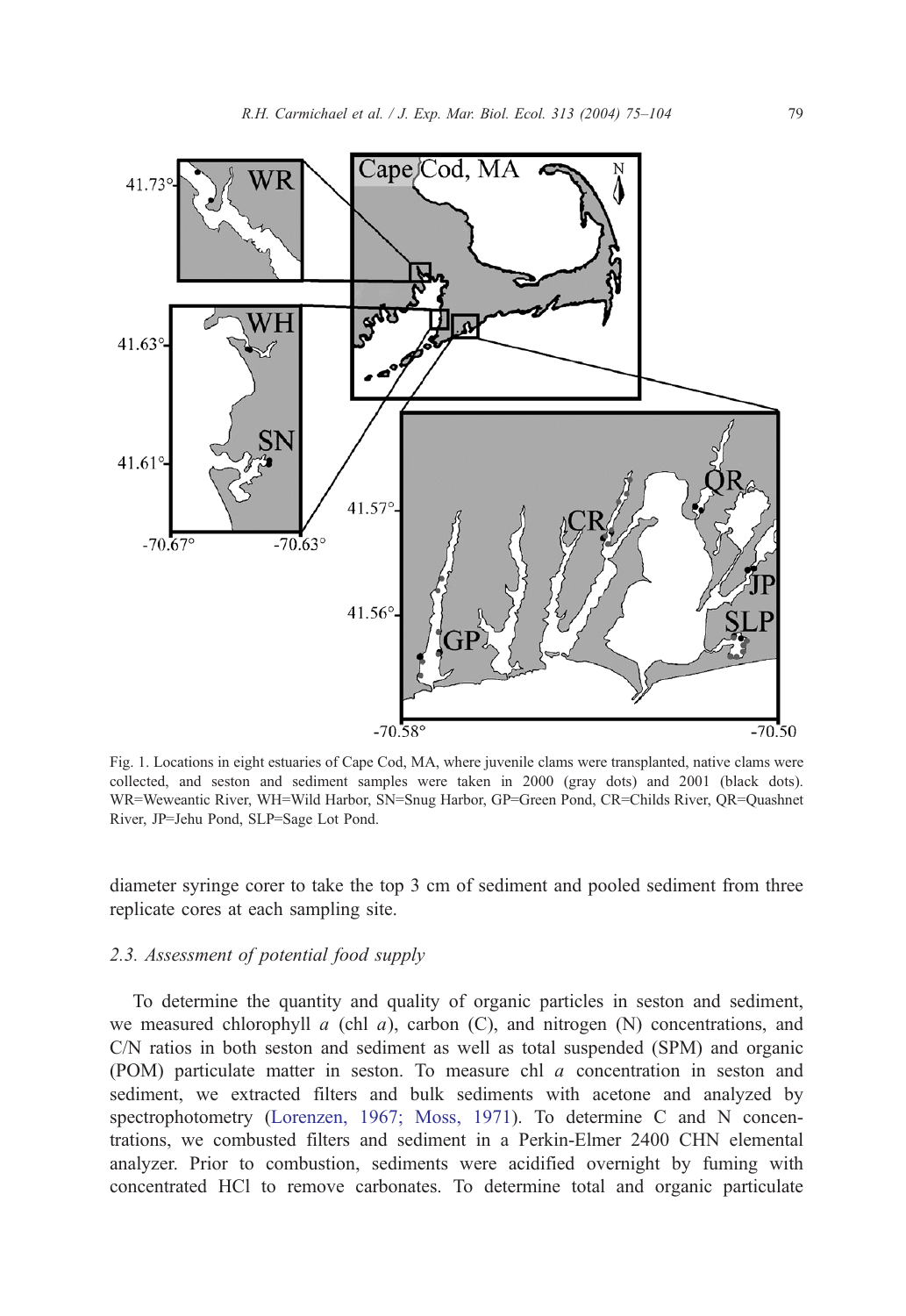Cape Cod, MA

N

41.73°

WR

41.63°

WH

41.61°

SN

-70.67°

-70.63°

41.57°

41.56°

CR

QR

JP

SLP

GP

-70.58°

-70.50

Fig. 1. Locations in eight estuaries of Cape Cod, MA, where juvenile clams were transplanted, native clams were collected, and seston and sediment samples were taken in 2000 (gray dots) and 2001 (black dots). WR=Weweantic River, WH=Wild Harbor, SN=Snug Harbor, GP=Green Pond, CR=Childs River, QR=Quashnet River, JP=Jehu Pond, SLP=Sage Lot Pond.

diameter syringe corer to take the top 3 cm of sediment and pooled sediment from three replicate cores at each sampling site.

### 2.3. Assessment of potential food supply

To determine the quantity and quality of organic particles in seston and sediment, we measured chlorophyll *a* (chl *a*), carbon (C), and nitrogen (N) concentrations, and C/N ratios in both seston and sediment as well as total suspended (SPM) and organic (POM) particulate matter in seston. To measure chl *a* concentration in seston and sediment, we extracted filters and bulk sediments with acetone and analyzed by spectrophotometry (Lorenzen, 1967; Moss, 1971). To determine C and N concentrations, we combusted filters and sediment in a Perkin-Elmer 2400 CHN elemental analyzer. Prior to combustion, sediments were acidified overnight by fuming with concentrated HCl to remove carbonates. To determine total and organic particulate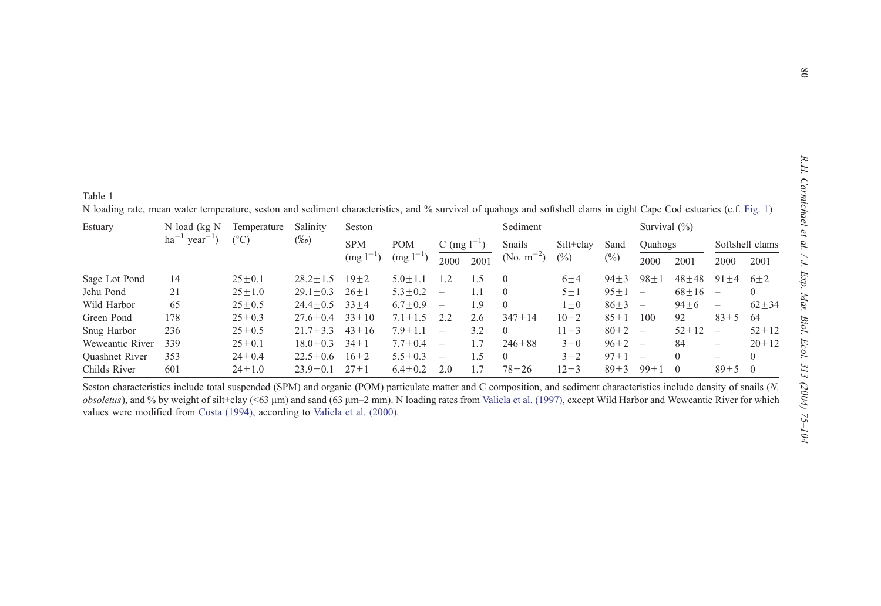Table 1

N loading rate, mean water temperature, seston and sediment characteristics, and % survival of quahogs and softshell clams in eight Cape Cod estuaries (c.f. Fig. 1)

| Estuary | N load (kg N $ha^{-1}$ $year^{-1}$) | Temperature (°C) | Salinity (‰) | Seston | | | | Sediment | | | Survival (%) | | | |
|---|---|---|---|---|---|---|---|---|---|---|---|---|---|---|
| | | | | SPM ($mg\ l^{-1}$) | POM ($mg\ l^{-1}$) | C ($mg\ l^{-1}$) | | Snails (No. $m^{-2}$) | Silt+clay (%) | Sand (%) | Quahogs | | Softshell clams | |
| | | | | | | 2000 | 2001 | | | | 2000 | 2001 | 2000 | 2001 |
| Sage Lot Pond | 14 | 25±0.1 | 28.2±1.5 | 19±2 | 5.0±1.1 | 1.2 | 1.5 | 0 | 6±4 | 94±3 | 98±1 | 48±48 | 91±4 | 6±2 |
| Jehu Pond | 21 | 25±1.0 | 29.1±0.3 | 26±1 | 5.3±0.2 | – | 1.1 | 0 | 5±1 | 95±1 | – | 68±16 | – | 0 |
| Wild Harbor | 65 | 25±0.5 | 24.4±0.5 | 33±4 | 6.7±0.9 | – | 1.9 | 0 | 1±0 | 86±3 | – | 94±6 | – | 62±34 |
| Green Pond | 178 | 25±0.3 | 27.6±0.4 | 33±10 | 7.1±1.5 | 2.2 | 2.6 | 347±14 | 10±2 | 85±1 | 100 | 92 | 83±5 | 64 |
| Snug Harbor | 236 | 25±0.5 | 21.7±3.3 | 43±16 | 7.9±1.1 | – | 3.2 | 0 | 11±3 | 80±2 | – | 52±12 | – | 52±12 |
| Weweantic River | 339 | 25±0.1 | 18.0±0.3 | 34±1 | 7.7±0.4 | – | 1.7 | 246±88 | 3±0 | 96±2 | – | 84 | – | 20±12 |
| Quashnet River | 353 | 24±0.4 | 22.5±0.6 | 16±2 | 5.5±0.3 | – | 1.5 | 0 | 3±2 | 97±1 | – | 0 | – | 0 |
| Childs River | 601 | 24±1.0 | 23.9±0.1 | 27±1 | 6.4±0.2 | 2.0 | 1.7 | 78±26 | 12±3 | 89±3 | 99±1 | 0 | 89±5 | 0 |

Seston characteristics include total suspended (SPM) and organic (POM) particulate matter and C composition, and sediment characteristics include density of snails (*N. obsoletus*), and % by weight of silt+clay (<63 μm) and sand (63 μm–2 mm). N loading rates from Valiela et al. (1997), except Wild Harbor and Weweantic River for which values were modified from Costa (1994), according to Valiela et al. (2000).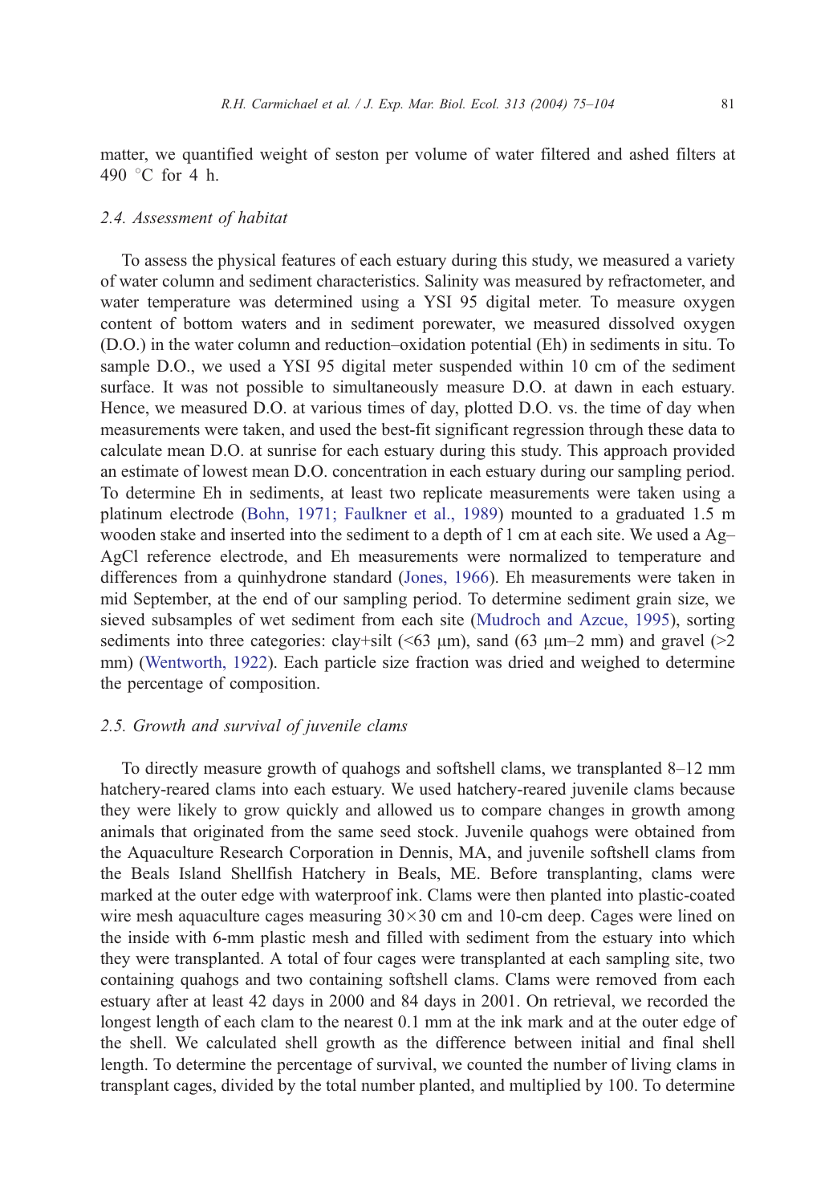matter, we quantified weight of seston per volume of water filtered and ashed filters at 490 °C for 4 h.

### 2.4. Assessment of habitat

To assess the physical features of each estuary during this study, we measured a variety of water column and sediment characteristics. Salinity was measured by refractometer, and water temperature was determined using a YSI 95 digital meter. To measure oxygen content of bottom waters and in sediment porewater, we measured dissolved oxygen (D.O.) in the water column and reduction–oxidation potential (Eh) in sediments in situ. To sample D.O., we used a YSI 95 digital meter suspended within 10 cm of the sediment surface. It was not possible to simultaneously measure D.O. at dawn in each estuary. Hence, we measured D.O. at various times of day, plotted D.O. vs. the time of day when measurements were taken, and used the best-fit significant regression through these data to calculate mean D.O. at sunrise for each estuary during this study. This approach provided an estimate of lowest mean D.O. concentration in each estuary during our sampling period. To determine Eh in sediments, at least two replicate measurements were taken using a platinum electrode (Bohn, 1971; Faulkner et al., 1989) mounted to a graduated 1.5 m wooden stake and inserted into the sediment to a depth of 1 cm at each site. We used a Ag–AgCl reference electrode, and Eh measurements were normalized to temperature and differences from a quinhydrone standard (Jones, 1966). Eh measurements were taken in mid September, at the end of our sampling period. To determine sediment grain size, we sieved subsamples of wet sediment from each site (Mudroch and Azcue, 1995), sorting sediments into three categories: clay+silt (<63 μm), sand (63 μm–2 mm) and gravel (>2 mm) (Wentworth, 1922). Each particle size fraction was dried and weighed to determine the percentage of composition.

### 2.5. Growth and survival of juvenile clams

To directly measure growth of quahogs and softshell clams, we transplanted 8–12 mm hatchery-reared clams into each estuary. We used hatchery-reared juvenile clams because they were likely to grow quickly and allowed us to compare changes in growth among animals that originated from the same seed stock. Juvenile quahogs were obtained from the Aquaculture Research Corporation in Dennis, MA, and juvenile softshell clams from the Beals Island Shellfish Hatchery in Beals, ME. Before transplanting, clams were marked at the outer edge with waterproof ink. Clams were then planted into plastic-coated wire mesh aquaculture cages measuring 30×30 cm and 10-cm deep. Cages were lined on the inside with 6-mm plastic mesh and filled with sediment from the estuary into which they were transplanted. A total of four cages were transplanted at each sampling site, two containing quahogs and two containing softshell clams. Clams were removed from each estuary after at least 42 days in 2000 and 84 days in 2001. On retrieval, we recorded the longest length of each clam to the nearest 0.1 mm at the ink mark and at the outer edge of the shell. We calculated shell growth as the difference between initial and final shell length. To determine the percentage of survival, we counted the number of living clams in transplant cages, divided by the total number planted, and multiplied by 100. To determine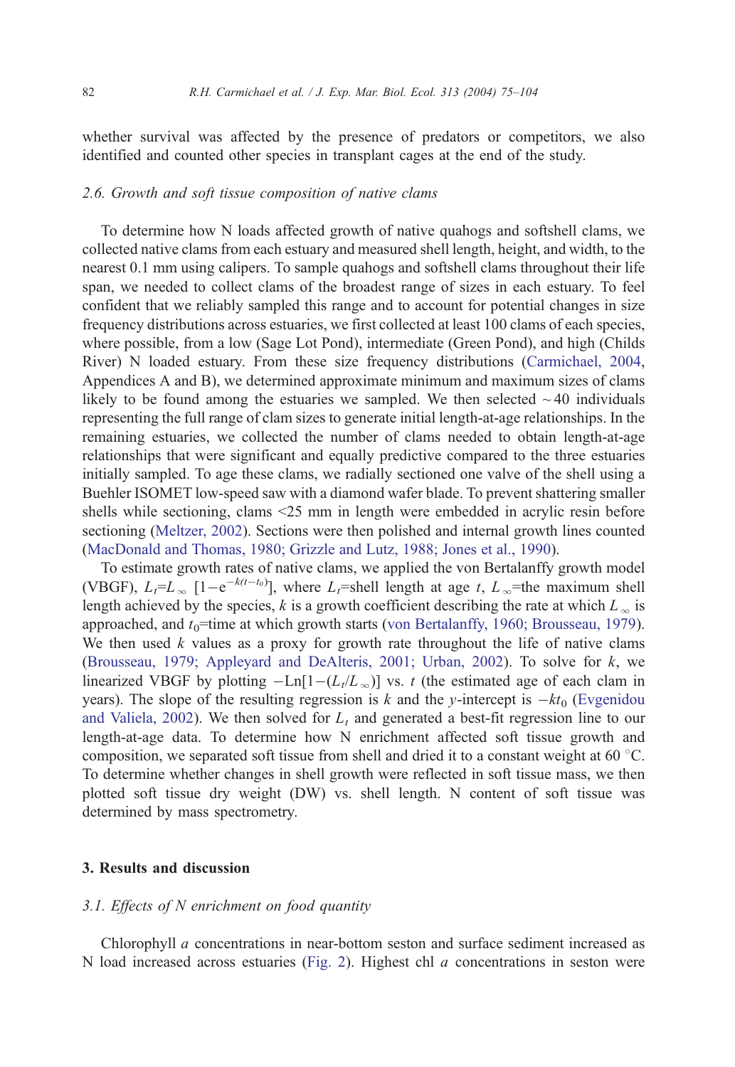whether survival was affected by the presence of predators or competitors, we also identified and counted other species in transplant cages at the end of the study.

### *2.6. Growth and soft tissue composition of native clams*

To determine how N loads affected growth of native quahogs and softshell clams, we collected native clams from each estuary and measured shell length, height, and width, to the nearest 0.1 mm using calipers. To sample quahogs and softshell clams throughout their life span, we needed to collect clams of the broadest range of sizes in each estuary. To feel confident that we reliably sampled this range and to account for potential changes in size frequency distributions across estuaries, we first collected at least 100 clams of each species, where possible, from a low (Sage Lot Pond), intermediate (Green Pond), and high (Childs River) N loaded estuary. From these size frequency distributions (Carmichael, 2004, Appendices A and B), we determined approximate minimum and maximum sizes of clams likely to be found among the estuaries we sampled. We then selected ~40 individuals representing the full range of clam sizes to generate initial length-at-age relationships. In the remaining estuaries, we collected the number of clams needed to obtain length-at-age relationships that were significant and equally predictive compared to the three estuaries initially sampled. To age these clams, we radially sectioned one valve of the shell using a Buehler ISOMET low-speed saw with a diamond wafer blade. To prevent shattering smaller shells while sectioning, clams <25 mm in length were embedded in acrylic resin before sectioning (Meltzer, 2002). Sections were then polished and internal growth lines counted (MacDonald and Thomas, 1980; Grizzle and Lutz, 1988; Jones et al., 1990).

To estimate growth rates of native clams, we applied the von Bertalanffy growth model (VBGF), $L_t = L_\infty\,[1 - e^{-k(t-t_0)}]$, where $L_t$=shell length at age $t$, $L_\infty$=the maximum shell length achieved by the species, $k$ is a growth coefficient describing the rate at which $L_\infty$ is approached, and $t_0$=time at which growth starts (von Bertalanffy, 1960; Brousseau, 1979). We then used $k$ values as a proxy for growth rate throughout the life of native clams (Brousseau, 1979; Appleyard and DeAlteris, 2001; Urban, 2002). To solve for $k$, we linearized VBGF by plotting $-\mathrm{Ln}[1-(L_t/L_\infty)]$ vs. $t$ (the estimated age of each clam in years). The slope of the resulting regression is $k$ and the $y$-intercept is $-kt_0$ (Evgenidou and Valiela, 2002). We then solved for $L_t$ and generated a best-fit regression line to our length-at-age data. To determine how N enrichment affected soft tissue growth and composition, we separated soft tissue from shell and dried it to a constant weight at 60 °C. To determine whether changes in shell growth were reflected in soft tissue mass, we then plotted soft tissue dry weight (DW) vs. shell length. N content of soft tissue was determined by mass spectrometry.

## 3. Results and discussion

### *3.1. Effects of N enrichment on food quantity*

Chlorophyll *a* concentrations in near-bottom seston and surface sediment increased as N load increased across estuaries (Fig. 2). Highest chl *a* concentrations in seston were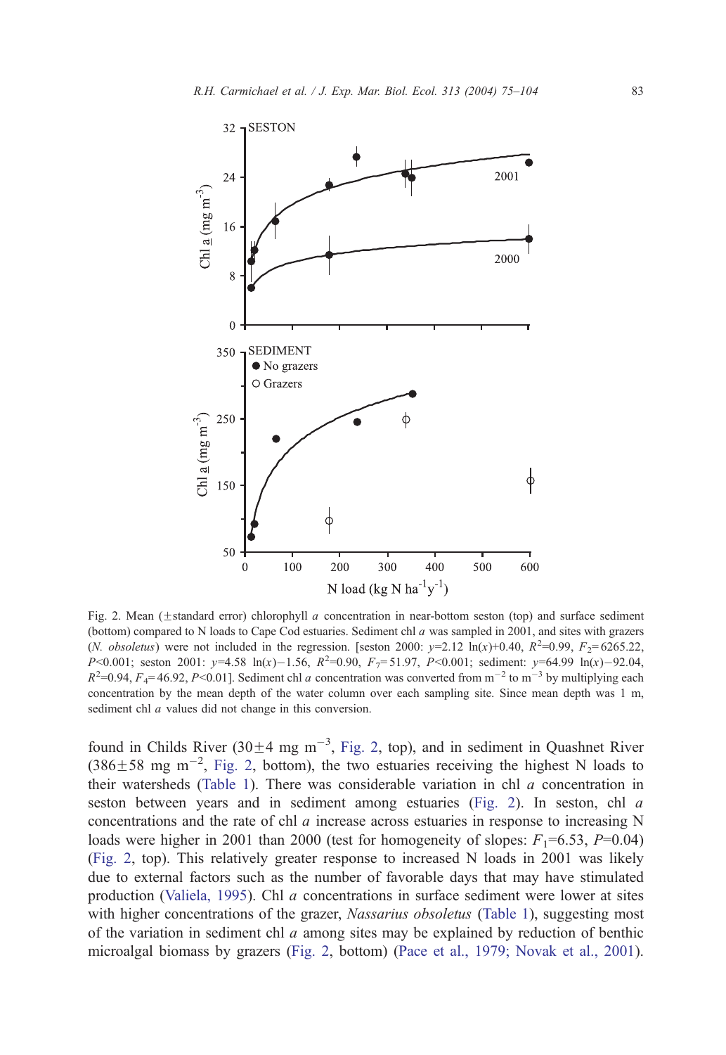SESTON

32
24
16
8
0

Chl a (mg m$^{-3}$)

2001

2000

SEDIMENT

● No grazers

○ Grazers

350
250
150
50

Chl a (mg m$^{-3}$)

0 100 200 300 400 500 600

N load (kg N ha$^{-1}$y$^{-1}$)

Fig. 2. Mean (±standard error) chlorophyll *a* concentration in near-bottom seston (top) and surface sediment (bottom) compared to N loads to Cape Cod estuaries. Sediment chl *a* was sampled in 2001, and sites with grazers (*N. obsoletus*) were not included in the regression. [seston 2000: $y$=2.12 ln($x$)+0.40, $R^2$=0.99, $F_2$=6265.22, $P$<0.001; seston 2001: $y$=4.58 ln($x$)−1.56, $R^2$=0.90, $F_7$=51.97, $P$<0.001; sediment: $y$=64.99 ln($x$)−92.04, $R^2$=0.94, $F_4$=46.92, $P$<0.01]. Sediment chl *a* concentration was converted from m$^{-2}$ to m$^{-3}$ by multiplying each concentration by the mean depth of the water column over each sampling site. Since mean depth was 1 m, sediment chl *a* values did not change in this conversion.

found in Childs River (30±4 mg m$^{-3}$, Fig. 2, top), and in sediment in Quashnet River (386±58 mg m$^{-2}$, Fig. 2, bottom), the two estuaries receiving the highest N loads to their watersheds (Table 1). There was considerable variation in chl *a* concentration in seston between years and in sediment among estuaries (Fig. 2). In seston, chl *a* concentrations and the rate of chl *a* increase across estuaries in response to increasing N loads were higher in 2001 than 2000 (test for homogeneity of slopes: $F_1$=6.53, $P$=0.04) (Fig. 2, top). This relatively greater response to increased N loads in 2001 was likely due to external factors such as the number of favorable days that may have stimulated production (Valiela, 1995). Chl *a* concentrations in surface sediment were lower at sites with higher concentrations of the grazer, *Nassarius obsoletus* (Table 1), suggesting most of the variation in sediment chl *a* among sites may be explained by reduction of benthic microalgal biomass by grazers (Fig. 2, bottom) (Pace et al., 1979; Novak et al., 2001).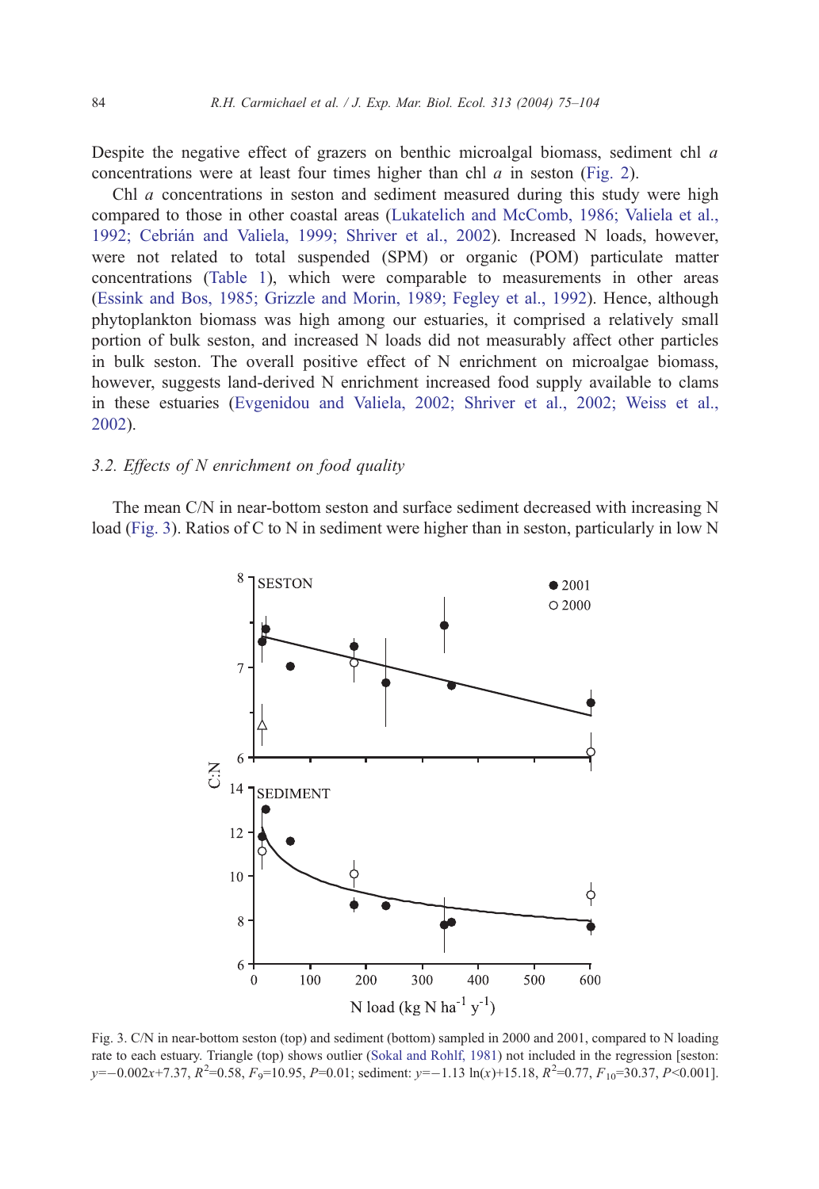Despite the negative effect of grazers on benthic microalgal biomass, sediment chl *a* concentrations were at least four times higher than chl *a* in seston (Fig. 2).

Chl *a* concentrations in seston and sediment measured during this study were high compared to those in other coastal areas (Lukatelich and McComb, 1986; Valiela et al., 1992; Cebrián and Valiela, 1999; Shriver et al., 2002). Increased N loads, however, were not related to total suspended (SPM) or organic (POM) particulate matter concentrations (Table 1), which were comparable to measurements in other areas (Essink and Bos, 1985; Grizzle and Morin, 1989; Fegley et al., 1992). Hence, although phytoplankton biomass was high among our estuaries, it comprised a relatively small portion of bulk seston, and increased N loads did not measurably affect other particles in bulk seston. The overall positive effect of N enrichment on microalgae biomass, however, suggests land-derived N enrichment increased food supply available to clams in these estuaries (Evgenidou and Valiela, 2002; Shriver et al., 2002; Weiss et al., 2002).

### 3.2. Effects of N enrichment on food quality

The mean C/N in near-bottom seston and surface sediment decreased with increasing N load (Fig. 3). Ratios of C to N in sediment were higher than in seston, particularly in low N

SESTON

● 2001
○ 2000

SEDIMENT

C:N

N load (kg N ha$^{-1}$ y$^{-1}$)

Fig. 3. C/N in near-bottom seston (top) and sediment (bottom) sampled in 2000 and 2001, compared to N loading rate to each estuary. Triangle (top) shows outlier (Sokal and Rohlf, 1981) not included in the regression [seston: $y=-0.002x+7.37$, $R^2=0.58$, $F_9=10.95$, $P=0.01$; sediment: $y=-1.13\ \ln(x)+15.18$, $R^2=0.77$, $F_{10}=30.37$, $P<0.001$].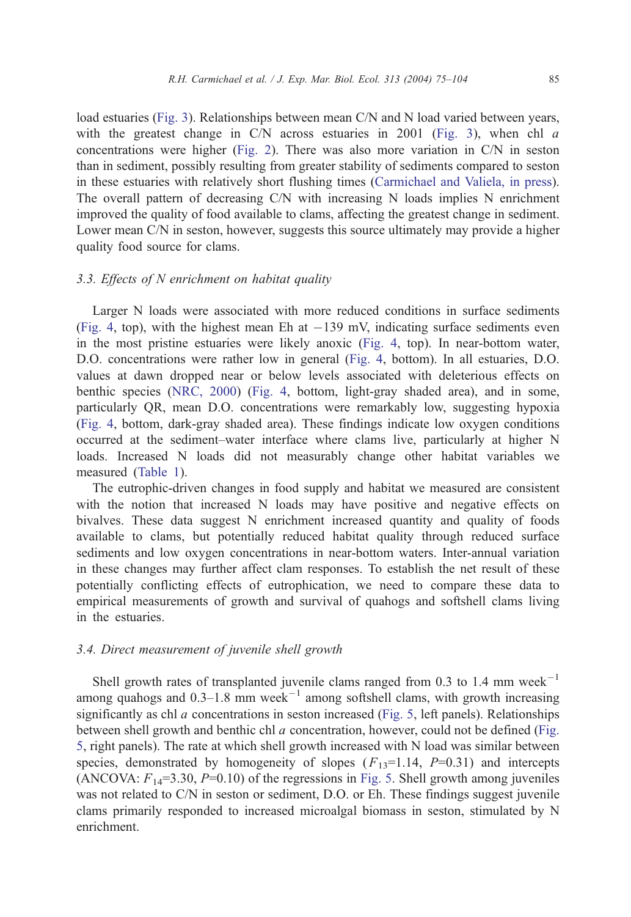load estuaries (Fig. 3). Relationships between mean C/N and N load varied between years, with the greatest change in C/N across estuaries in 2001 (Fig. 3), when chl *a* concentrations were higher (Fig. 2). There was also more variation in C/N in seston than in sediment, possibly resulting from greater stability of sediments compared to seston in these estuaries with relatively short flushing times (Carmichael and Valiela, in press). The overall pattern of decreasing C/N with increasing N loads implies N enrichment improved the quality of food available to clams, affecting the greatest change in sediment. Lower mean C/N in seston, however, suggests this source ultimately may provide a higher quality food source for clams.

### 3.3. Effects of N enrichment on habitat quality

Larger N loads were associated with more reduced conditions in surface sediments (Fig. 4, top), with the highest mean Eh at −139 mV, indicating surface sediments even in the most pristine estuaries were likely anoxic (Fig. 4, top). In near-bottom water, D.O. concentrations were rather low in general (Fig. 4, bottom). In all estuaries, D.O. values at dawn dropped near or below levels associated with deleterious effects on benthic species (NRC, 2000) (Fig. 4, bottom, light-gray shaded area), and in some, particularly QR, mean D.O. concentrations were remarkably low, suggesting hypoxia (Fig. 4, bottom, dark-gray shaded area). These findings indicate low oxygen conditions occurred at the sediment–water interface where clams live, particularly at higher N loads. Increased N loads did not measurably change other habitat variables we measured (Table 1).

The eutrophic-driven changes in food supply and habitat we measured are consistent with the notion that increased N loads may have positive and negative effects on bivalves. These data suggest N enrichment increased quantity and quality of foods available to clams, but potentially reduced habitat quality through reduced surface sediments and low oxygen concentrations in near-bottom waters. Inter-annual variation in these changes may further affect clam responses. To establish the net result of these potentially conflicting effects of eutrophication, we need to compare these data to empirical measurements of growth and survival of quahogs and softshell clams living in the estuaries.

### 3.4. Direct measurement of juvenile shell growth

Shell growth rates of transplanted juvenile clams ranged from 0.3 to 1.4 mm week$^{-1}$ among quahogs and 0.3–1.8 mm week$^{-1}$ among softshell clams, with growth increasing significantly as chl *a* concentrations in seston increased (Fig. 5, left panels). Relationships between shell growth and benthic chl *a* concentration, however, could not be defined (Fig. 5, right panels). The rate at which shell growth increased with N load was similar between species, demonstrated by homogeneity of slopes ($F_{13}$=1.14, $P$=0.31) and intercepts (ANCOVA: $F_{14}$=3.30, $P$=0.10) of the regressions in Fig. 5. Shell growth among juveniles was not related to C/N in seston or sediment, D.O. or Eh. These findings suggest juvenile clams primarily responded to increased microalgal biomass in seston, stimulated by N enrichment.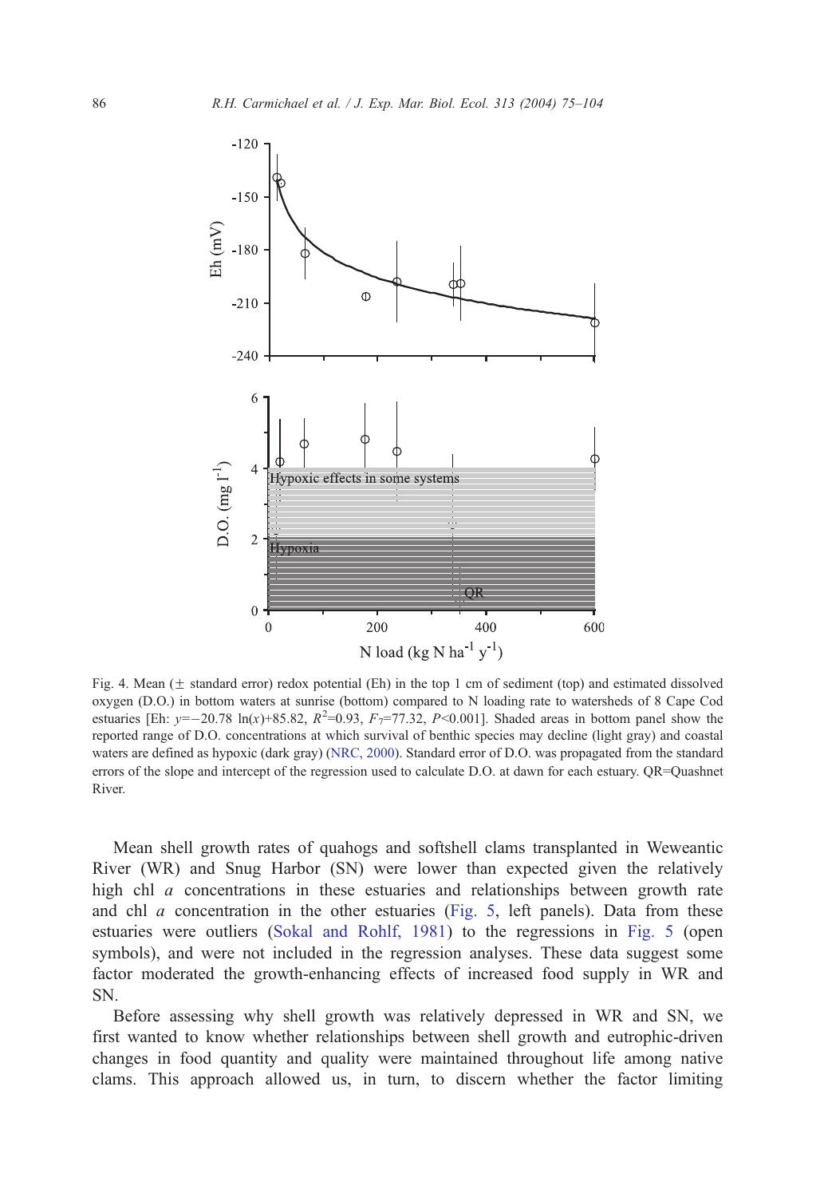Eh (mV)

-120

-150

-180

-210

-240

D.O. (mg l$^{-1}$)

6

4

2

0

Hypoxic effects in some systems

Hypoxia

QR

0

200

400

600

N load (kg N ha$^{-1}$ y$^{-1}$)

Fig. 4. Mean (± standard error) redox potential (Eh) in the top 1 cm of sediment (top) and estimated dissolved oxygen (D.O.) in bottom waters at sunrise (bottom) compared to N loading rate to watersheds of 8 Cape Cod estuaries [Eh: $y = -20.78 \ln(x) + 85.82$, $R^2 = 0.93$, $F_7 = 77.32$, $P < 0.001$]. Shaded areas in bottom panel show the reported range of D.O. concentrations at which survival of benthic species may decline (light gray) and coastal waters are defined as hypoxic (dark gray) (NRC, 2000). Standard error of D.O. was propagated from the standard errors of the slope and intercept of the regression used to calculate D.O. at dawn for each estuary. QR=Quashnet River.

Mean shell growth rates of quahogs and softshell clams transplanted in Weweantic River (WR) and Snug Harbor (SN) were lower than expected given the relatively high chl *a* concentrations in these estuaries and relationships between growth rate and chl *a* concentration in the other estuaries (Fig. 5, left panels). Data from these estuaries were outliers (Sokal and Rohlf, 1981) to the regressions in Fig. 5 (open symbols), and were not included in the regression analyses. These data suggest some factor moderated the growth-enhancing effects of increased food supply in WR and SN.

Before assessing why shell growth was relatively depressed in WR and SN, we first wanted to know whether relationships between shell growth and eutrophic-driven changes in food quantity and quality were maintained throughout life among native clams. This approach allowed us, in turn, to discern whether the factor limiting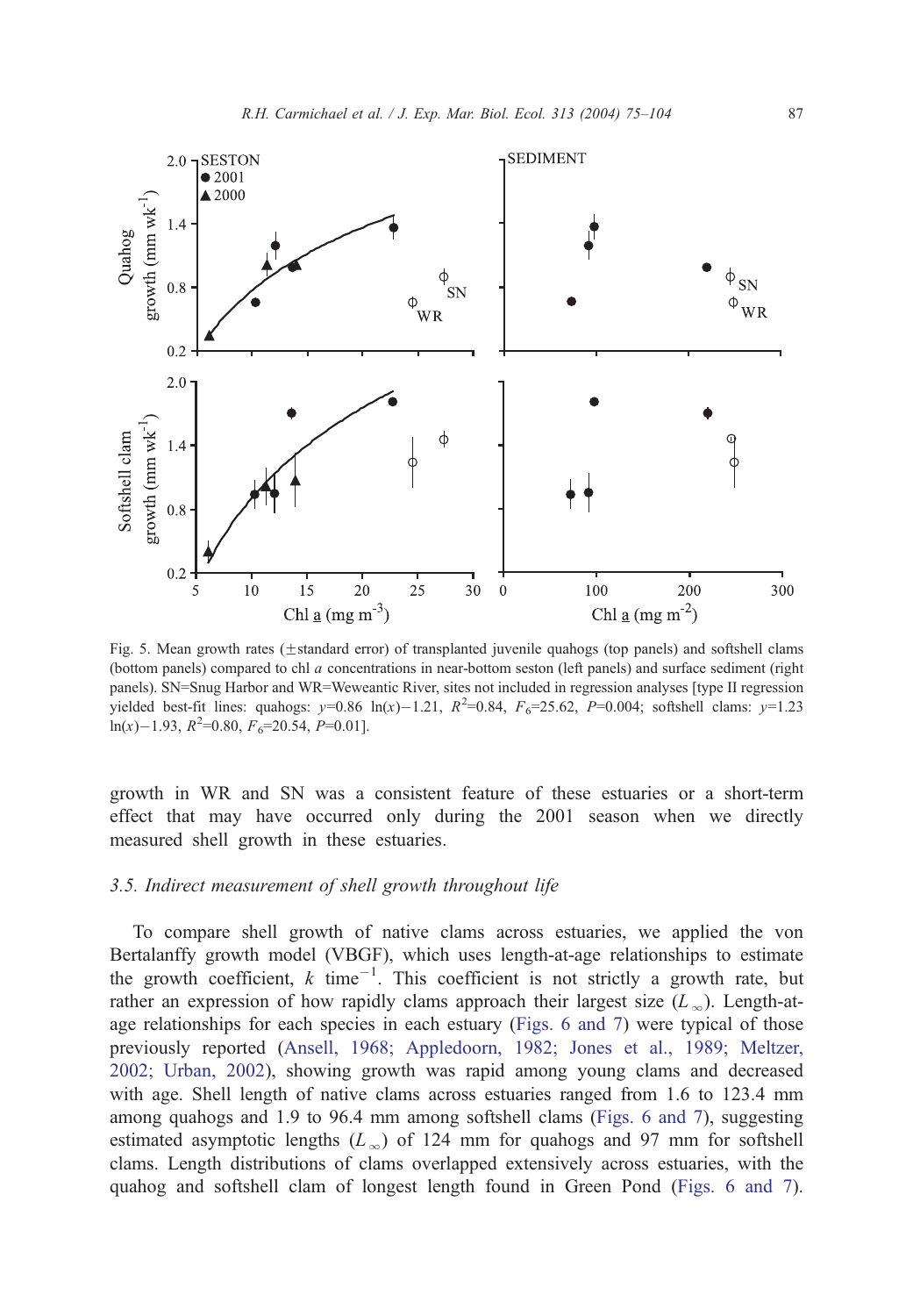SESTON

● 2001

▲ 2000

SEDIMENT

Quahog growth (mm wk$^{-1}$)

Softshell clam growth (mm wk$^{-1}$)

2.0

1.4

0.8

0.2

SN

WR

5 10 15 20 25 30

0 100 200 300

Chl a (mg m$^{-3}$)

Chl a (mg m$^{-2}$)

Fig. 5. Mean growth rates (±standard error) of transplanted juvenile quahogs (top panels) and softshell clams (bottom panels) compared to chl *a* concentrations in near-bottom seston (left panels) and surface sediment (right panels). SN=Snug Harbor and WR=Weweantic River, sites not included in regression analyses [type II regression yielded best-fit lines: quahogs: $y=0.86\ \ln(x)-1.21$, $R^2=0.84$, $F_6=25.62$, $P=0.004$; softshell clams: $y=1.23\ \ln(x)-1.93$, $R^2=0.80$, $F_6=20.54$, $P=0.01$].

growth in WR and SN was a consistent feature of these estuaries or a short-term effect that may have occurred only during the 2001 season when we directly measured shell growth in these estuaries.

### 3.5. Indirect measurement of shell growth throughout life

To compare shell growth of native clams across estuaries, we applied the von Bertalanffy growth model (VBGF), which uses length-at-age relationships to estimate the growth coefficient, $k$ time$^{-1}$. This coefficient is not strictly a growth rate, but rather an expression of how rapidly clams approach their largest size ($L_\infty$). Length-at-age relationships for each species in each estuary (Figs. 6 and 7) were typical of those previously reported (Ansell, 1968; Appledoorn, 1982; Jones et al., 1989; Meltzer, 2002; Urban, 2002), showing growth was rapid among young clams and decreased with age. Shell length of native clams across estuaries ranged from 1.6 to 123.4 mm among quahogs and 1.9 to 96.4 mm among softshell clams (Figs. 6 and 7), suggesting estimated asymptotic lengths ($L_\infty$) of 124 mm for quahogs and 97 mm for softshell clams. Length distributions of clams overlapped extensively across estuaries, with the quahog and softshell clam of longest length found in Green Pond (Figs. 6 and 7).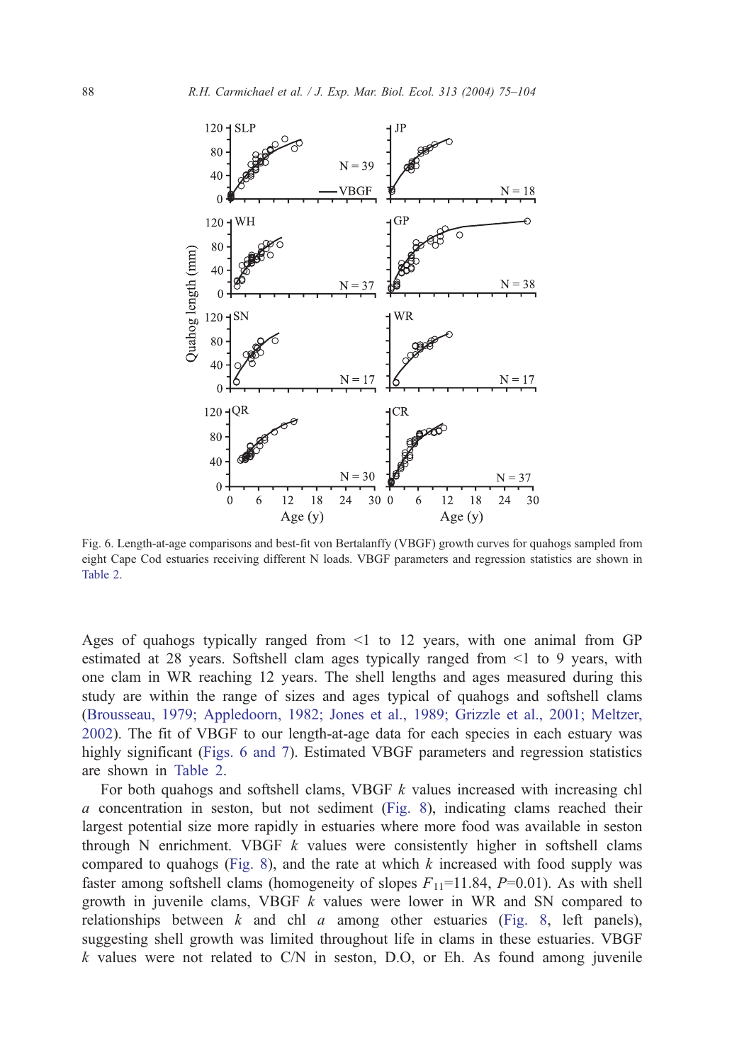120
80
40
0
SLP
N = 39
VBGF

JP
N = 18

120
80
40
0
WH
N = 37

GP
N = 38

120
80
40
0
SN
N = 17

WR
N = 17

120
80
40
0
QR
N = 30

CR
N = 37

0 6 12 18 24 30
Age (y)

0 6 12 18 24 30
Age (y)

Quahog length (mm)

Fig. 6. Length-at-age comparisons and best-fit von Bertalanffy (VBGF) growth curves for quahogs sampled from eight Cape Cod estuaries receiving different N loads. VBGF parameters and regression statistics are shown in Table 2.

Ages of quahogs typically ranged from <1 to 12 years, with one animal from GP estimated at 28 years. Softshell clam ages typically ranged from <1 to 9 years, with one clam in WR reaching 12 years. The shell lengths and ages measured during this study are within the range of sizes and ages typical of quahogs and softshell clams (Brousseau, 1979; Appledoorn, 1982; Jones et al., 1989; Grizzle et al., 2001; Meltzer, 2002). The fit of VBGF to our length-at-age data for each species in each estuary was highly significant (Figs. 6 and 7). Estimated VBGF parameters and regression statistics are shown in Table 2.

For both quahogs and softshell clams, VBGF *k* values increased with increasing chl *a* concentration in seston, but not sediment (Fig. 8), indicating clams reached their largest potential size more rapidly in estuaries where more food was available in seston through N enrichment. VBGF *k* values were consistently higher in softshell clams compared to quahogs (Fig. 8), and the rate at which *k* increased with food supply was faster among softshell clams (homogeneity of slopes $F_{11}$=11.84, $P$=0.01). As with shell growth in juvenile clams, VBGF *k* values were lower in WR and SN compared to relationships between *k* and chl *a* among other estuaries (Fig. 8, left panels), suggesting shell growth was limited throughout life in clams in these estuaries. VBGF *k* values were not related to C/N in seston, D.O, or Eh. As found among juvenile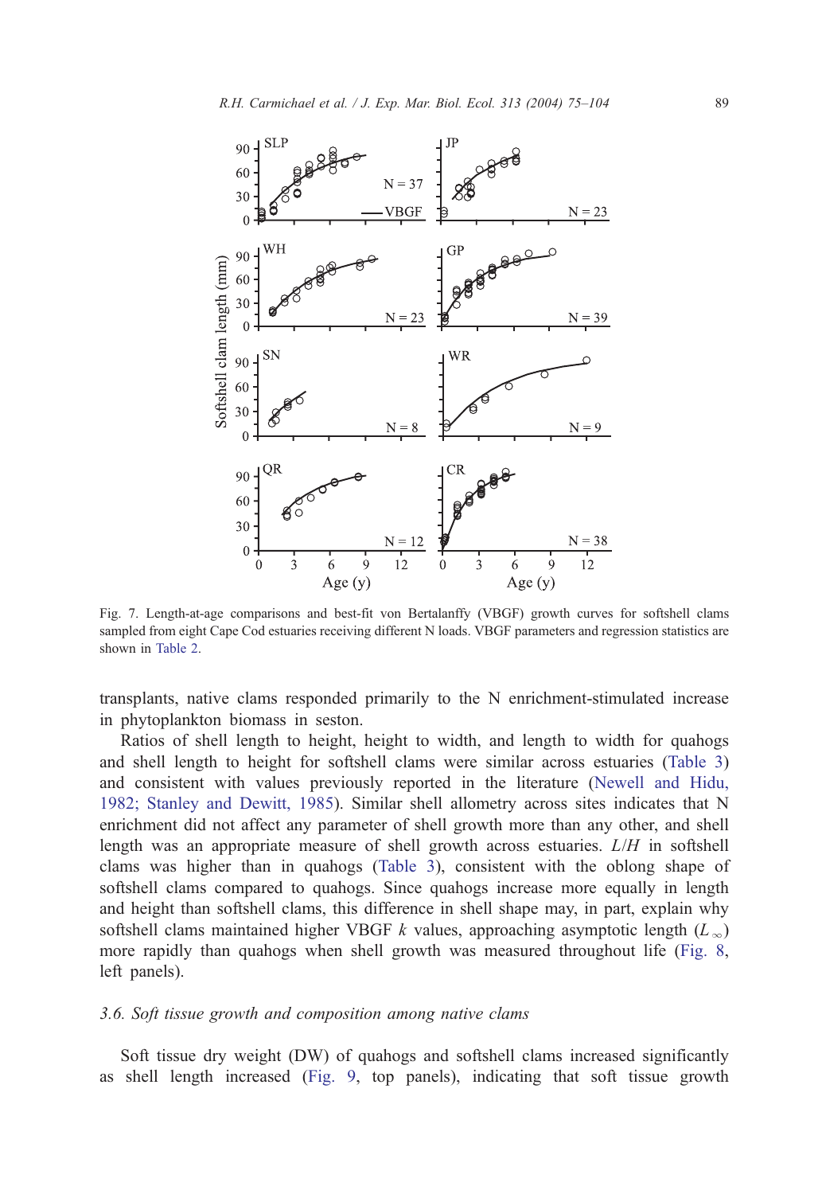SLP

N = 37

—VBGF

JP

N = 23

WH

N = 23

GP

N = 39

SN

N = 8

WR

N = 9

QR

N = 12

CR

N = 38

Softshell clam length (mm)

90 60 30 0

Age (y)

0 3 6 9 12

Fig. 7. Length-at-age comparisons and best-fit von Bertalanffy (VBGF) growth curves for softshell clams sampled from eight Cape Cod estuaries receiving different N loads. VBGF parameters and regression statistics are shown in Table 2.

transplants, native clams responded primarily to the N enrichment-stimulated increase in phytoplankton biomass in seston.

Ratios of shell length to height, height to width, and length to width for quahogs and shell length to height for softshell clams were similar across estuaries (Table 3) and consistent with values previously reported in the literature (Newell and Hidu, 1982; Stanley and Dewitt, 1985). Similar shell allometry across sites indicates that N enrichment did not affect any parameter of shell growth more than any other, and shell length was an appropriate measure of shell growth across estuaries. $L/H$ in softshell clams was higher than in quahogs (Table 3), consistent with the oblong shape of softshell clams compared to quahogs. Since quahogs increase more equally in length and height than softshell clams, this difference in shell shape may, in part, explain why softshell clams maintained higher VBGF $k$ values, approaching asymptotic length ($L_{\infty}$) more rapidly than quahogs when shell growth was measured throughout life (Fig. 8, left panels).

### 3.6. Soft tissue growth and composition among native clams

Soft tissue dry weight (DW) of quahogs and softshell clams increased significantly as shell length increased (Fig. 9, top panels), indicating that soft tissue growth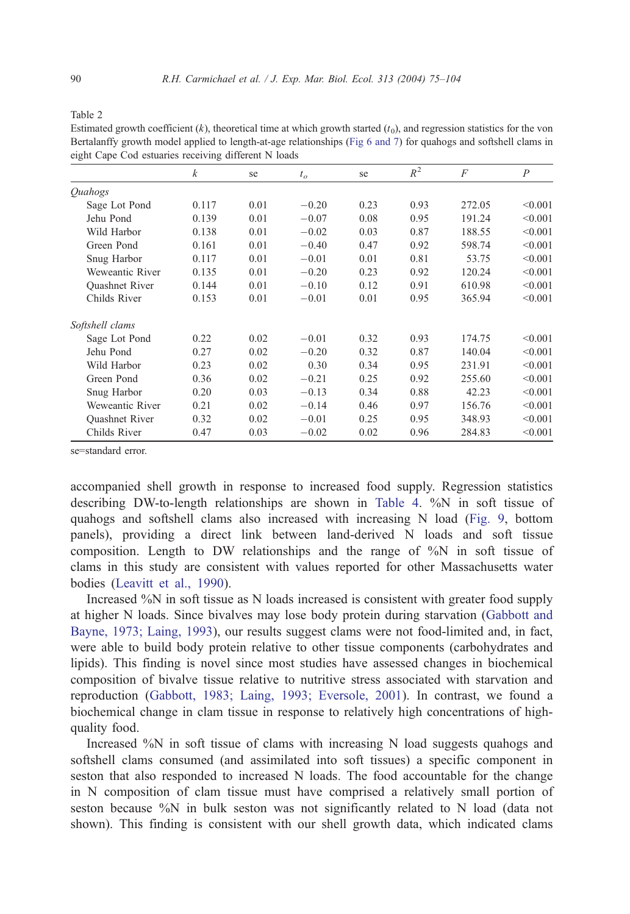Table 2

Estimated growth coefficient ($k$), theoretical time at which growth started ($t_0$), and regression statistics for the von Bertalanffy growth model applied to length-at-age relationships (Fig 6 and 7) for quahogs and softshell clams in eight Cape Cod estuaries receiving different N loads

| | $k$ | se | $t_o$ | se | $R^2$ | $F$ | $P$ |
|---|---|---|---|---|---|---|---|
| *Quahogs* | | | | | | | |
| Sage Lot Pond | 0.117 | 0.01 | −0.20 | 0.23 | 0.93 | 272.05 | <0.001 |
| Jehu Pond | 0.139 | 0.01 | −0.07 | 0.08 | 0.95 | 191.24 | <0.001 |
| Wild Harbor | 0.138 | 0.01 | −0.02 | 0.03 | 0.87 | 188.55 | <0.001 |
| Green Pond | 0.161 | 0.01 | −0.40 | 0.47 | 0.92 | 598.74 | <0.001 |
| Snug Harbor | 0.117 | 0.01 | −0.01 | 0.01 | 0.81 | 53.75 | <0.001 |
| Weweantic River | 0.135 | 0.01 | −0.20 | 0.23 | 0.92 | 120.24 | <0.001 |
| Quashnet River | 0.144 | 0.01 | −0.10 | 0.12 | 0.91 | 610.98 | <0.001 |
| Childs River | 0.153 | 0.01 | −0.01 | 0.01 | 0.95 | 365.94 | <0.001 |
| *Softshell clams* | | | | | | | |
| Sage Lot Pond | 0.22 | 0.02 | −0.01 | 0.32 | 0.93 | 174.75 | <0.001 |
| Jehu Pond | 0.27 | 0.02 | −0.20 | 0.32 | 0.87 | 140.04 | <0.001 |
| Wild Harbor | 0.23 | 0.02 | 0.30 | 0.34 | 0.95 | 231.91 | <0.001 |
| Green Pond | 0.36 | 0.02 | −0.21 | 0.25 | 0.92 | 255.60 | <0.001 |
| Snug Harbor | 0.20 | 0.03 | −0.13 | 0.34 | 0.88 | 42.23 | <0.001 |
| Weweantic River | 0.21 | 0.02 | −0.14 | 0.46 | 0.97 | 156.76 | <0.001 |
| Quashnet River | 0.32 | 0.02 | −0.01 | 0.25 | 0.95 | 348.93 | <0.001 |
| Childs River | 0.47 | 0.03 | −0.02 | 0.02 | 0.96 | 284.83 | <0.001 |

se=standard error.

accompanied shell growth in response to increased food supply. Regression statistics describing DW-to-length relationships are shown in Table 4. %N in soft tissue of quahogs and softshell clams also increased with increasing N load (Fig. 9, bottom panels), providing a direct link between land-derived N loads and soft tissue composition. Length to DW relationships and the range of %N in soft tissue of clams in this study are consistent with values reported for other Massachusetts water bodies (Leavitt et al., 1990).

Increased %N in soft tissue as N loads increased is consistent with greater food supply at higher N loads. Since bivalves may lose body protein during starvation (Gabbott and Bayne, 1973; Laing, 1993), our results suggest clams were not food-limited and, in fact, were able to build body protein relative to other tissue components (carbohydrates and lipids). This finding is novel since most studies have assessed changes in biochemical composition of bivalve tissue relative to nutritive stress associated with starvation and reproduction (Gabbott, 1983; Laing, 1993; Eversole, 2001). In contrast, we found a biochemical change in clam tissue in response to relatively high concentrations of high-quality food.

Increased %N in soft tissue of clams with increasing N load suggests quahogs and softshell clams consumed (and assimilated into soft tissues) a specific component in seston that also responded to increased N loads. The food accountable for the change in N composition of clam tissue must have comprised a relatively small portion of seston because %N in bulk seston was not significantly related to N load (data not shown). This finding is consistent with our shell growth data, which indicated clams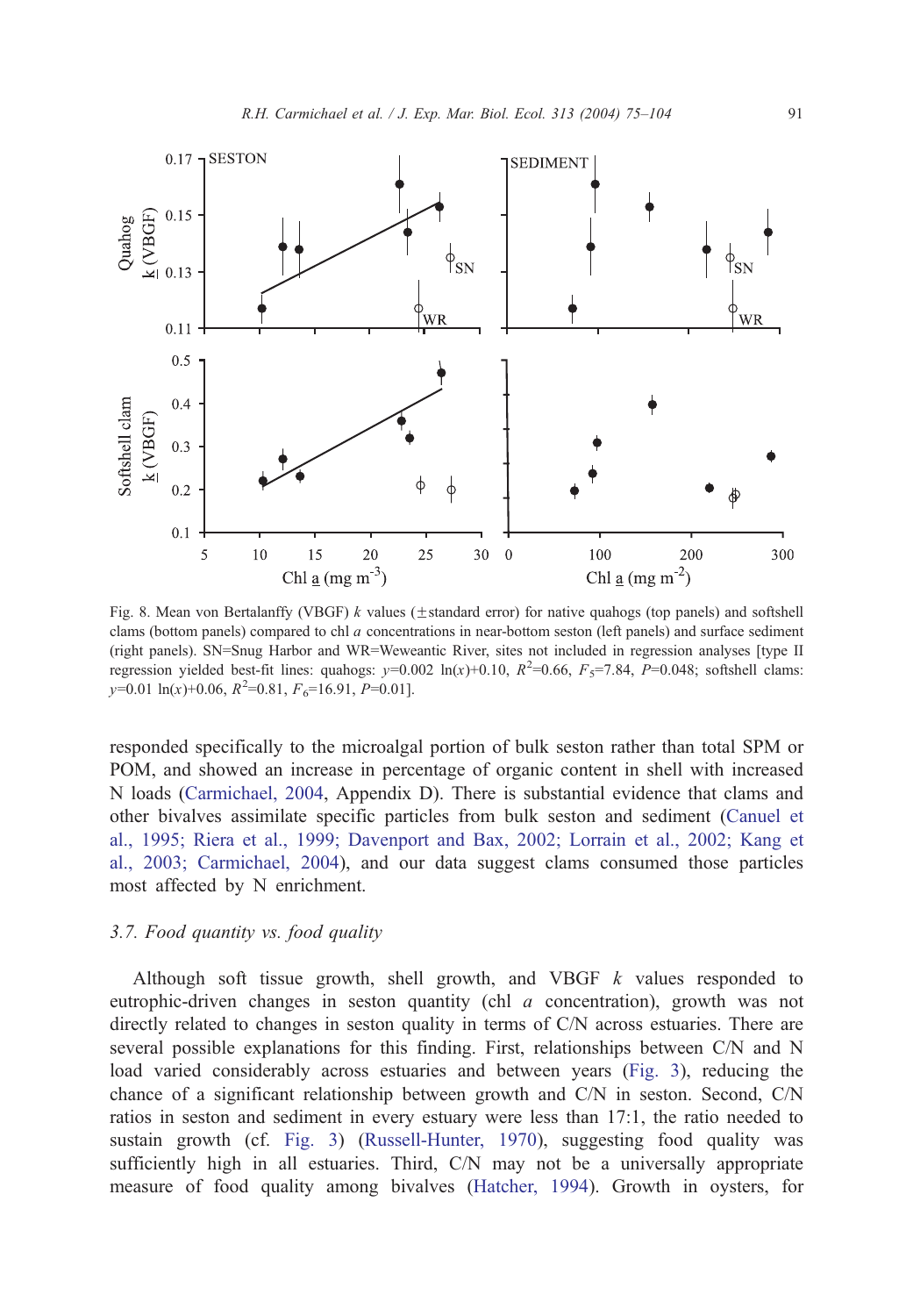SESTON

SEDIMENT

Quahog k (VBGF)

0.17

0.15

0.13

0.11

SN

WR

SN

WR

Softshell clam k (VBGF)

0.5

0.4

0.3

0.2

0.1

5 10 15 20 25 30

Chl a (mg m$^{-3}$)

0 100 200 300

Chl a (mg m$^{-2}$)

Fig. 8. Mean von Bertalanffy (VBGF) *k* values (±standard error) for native quahogs (top panels) and softshell clams (bottom panels) compared to chl *a* concentrations in near-bottom seston (left panels) and surface sediment (right panels). SN=Snug Harbor and WR=Weweantic River, sites not included in regression analyses [type II regression yielded best-fit lines: quahogs: $y=0.002\ \ln(x)+0.10$, $R^2=0.66$, $F_5=7.84$, $P=0.048$; softshell clams: $y=0.01\ \ln(x)+0.06$, $R^2=0.81$, $F_6=16.91$, $P=0.01$].

responded specifically to the microalgal portion of bulk seston rather than total SPM or POM, and showed an increase in percentage of organic content in shell with increased N loads (Carmichael, 2004, Appendix D). There is substantial evidence that clams and other bivalves assimilate specific particles from bulk seston and sediment (Canuel et al., 1995; Riera et al., 1999; Davenport and Bax, 2002; Lorrain et al., 2002; Kang et al., 2003; Carmichael, 2004), and our data suggest clams consumed those particles most affected by N enrichment.

### 3.7. Food quantity vs. food quality

Although soft tissue growth, shell growth, and VBGF *k* values responded to eutrophic-driven changes in seston quantity (chl *a* concentration), growth was not directly related to changes in seston quality in terms of C/N across estuaries. There are several possible explanations for this finding. First, relationships between C/N and N load varied considerably across estuaries and between years (Fig. 3), reducing the chance of a significant relationship between growth and C/N in seston. Second, C/N ratios in seston and sediment in every estuary were less than 17:1, the ratio needed to sustain growth (cf. Fig. 3) (Russell-Hunter, 1970), suggesting food quality was sufficiently high in all estuaries. Third, C/N may not be a universally appropriate measure of food quality among bivalves (Hatcher, 1994). Growth in oysters, for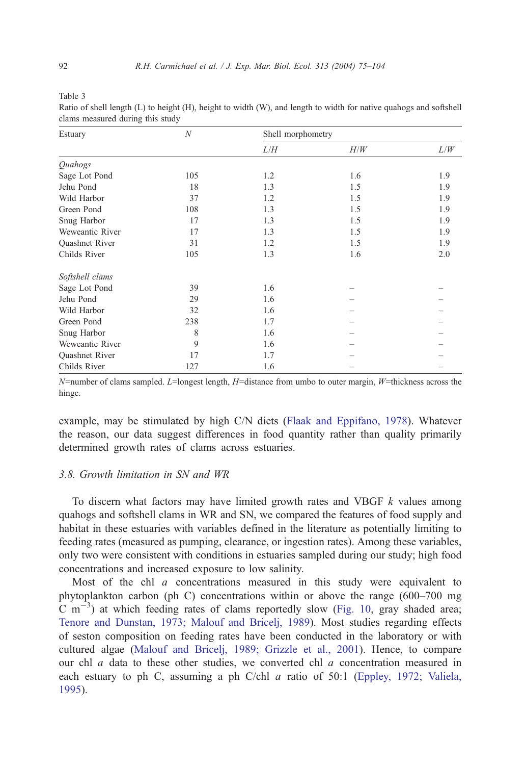Table 3
Ratio of shell length (L) to height (H), width (W), and length to width for native quahogs and softshell clams measured during this study

| Estuary | $N$ | Shell morphometry | | |
|---|---|---|---|---|
| | | $L/H$ | $H/W$ | $L/W$ |
| *Quahogs* | | | | |
| Sage Lot Pond | 105 | 1.2 | 1.6 | 1.9 |
| Jehu Pond | 18 | 1.3 | 1.5 | 1.9 |
| Wild Harbor | 37 | 1.2 | 1.5 | 1.9 |
| Green Pond | 108 | 1.3 | 1.5 | 1.9 |
| Snug Harbor | 17 | 1.3 | 1.5 | 1.9 |
| Weweantic River | 17 | 1.3 | 1.5 | 1.9 |
| Quashnet River | 31 | 1.2 | 1.5 | 1.9 |
| Childs River | 105 | 1.3 | 1.6 | 2.0 |
| *Softshell clams* | | | | |
| Sage Lot Pond | 39 | 1.6 | – | – |
| Jehu Pond | 29 | 1.6 | – | – |
| Wild Harbor | 32 | 1.6 | – | – |
| Green Pond | 238 | 1.7 | – | – |
| Snug Harbor | 8 | 1.6 | – | – |
| Weweantic River | 9 | 1.6 | – | – |
| Quashnet River | 17 | 1.7 | – | – |
| Childs River | 127 | 1.6 | – | – |

$N$=number of clams sampled. $L$=longest length, $H$=distance from umbo to outer margin, $W$=thickness across the hinge.

example, may be stimulated by high C/N diets (Flaak and Eppifano, 1978). Whatever the reason, our data suggest differences in food quantity rather than quality primarily determined growth rates of clams across estuaries.

### 3.8. Growth limitation in SN and WR

To discern what factors may have limited growth rates and VBGF $k$ values among quahogs and softshell clams in WR and SN, we compared the features of food supply and habitat in these estuaries with variables defined in the literature as potentially limiting to feeding rates (measured as pumping, clearance, or ingestion rates). Among these variables, only two were consistent with conditions in estuaries sampled during our study; high food concentrations and increased exposure to low salinity.

Most of the chl *a* concentrations measured in this study were equivalent to phytoplankton carbon (ph C) concentrations within or above the range (600–700 mg C $m^{-3}$) at which feeding rates of clams reportedly slow (Fig. 10, gray shaded area; Tenore and Dunstan, 1973; Malouf and Bricelj, 1989). Most studies regarding effects of seston composition on feeding rates have been conducted in the laboratory or with cultured algae (Malouf and Bricelj, 1989; Grizzle et al., 2001). Hence, to compare our chl *a* data to these other studies, we converted chl *a* concentration measured in each estuary to ph C, assuming a ph C/chl *a* ratio of 50:1 (Eppley, 1972; Valiela, 1995).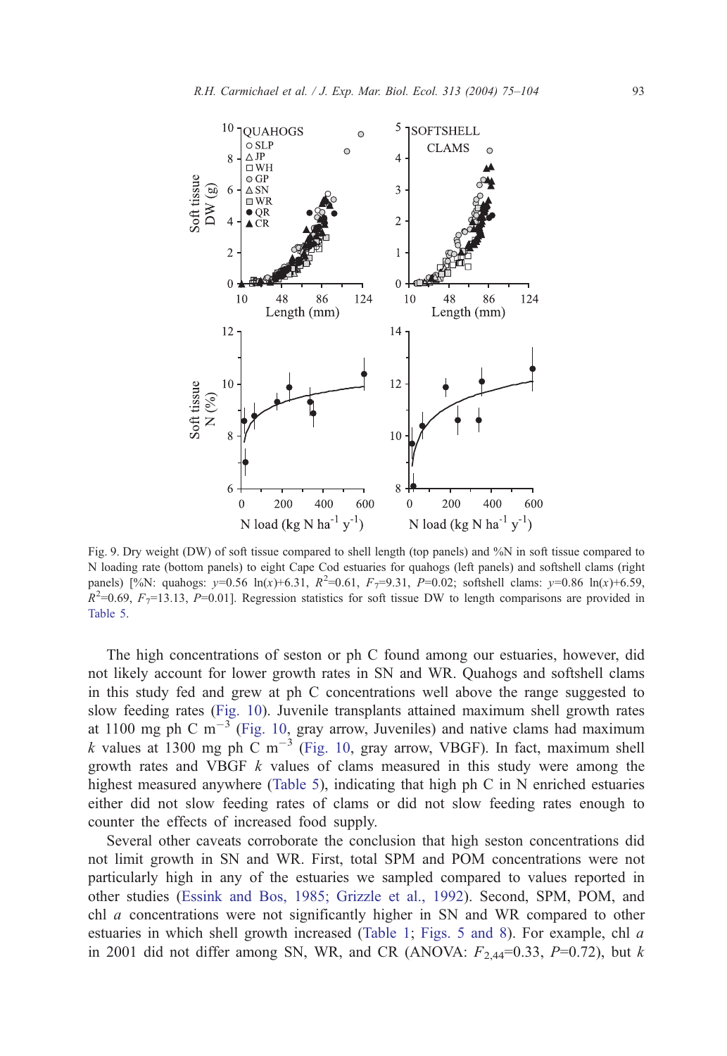QUAHOGS
○ SLP
△ JP
□ WH
○ GP
△ SN
□ WR
● QR
▲ CR

Soft tissue DW (g)

10
8
6
4
2
0

10 48 86 124
Length (mm)

SOFTSHELL CLAMS

5
4
3
2
1
0

10 48 86 124
Length (mm)

Soft tissue N (%)

12
10
8
6

0 200 400 600
N load (kg N ha$^{-1}$ y$^{-1}$)

14
12
10
8

0 200 400 600
N load (kg N ha$^{-1}$ y$^{-1}$)

Fig. 9. Dry weight (DW) of soft tissue compared to shell length (top panels) and %N in soft tissue compared to N loading rate (bottom panels) to eight Cape Cod estuaries for quahogs (left panels) and softshell clams (right panels) [%N: quahogs: $y$=0.56 ln($x$)+6.31, $R^2$=0.61, $F_7$=9.31, $P$=0.02; softshell clams: $y$=0.86 ln($x$)+6.59, $R^2$=0.69, $F_7$=13.13, $P$=0.01]. Regression statistics for soft tissue DW to length comparisons are provided in Table 5.

The high concentrations of seston or ph C found among our estuaries, however, did not likely account for lower growth rates in SN and WR. Quahogs and softshell clams in this study fed and grew at ph C concentrations well above the range suggested to slow feeding rates (Fig. 10). Juvenile transplants attained maximum shell growth rates at 1100 mg ph C m$^{-3}$ (Fig. 10, gray arrow, Juveniles) and native clams had maximum $k$ values at 1300 mg ph C m$^{-3}$ (Fig. 10, gray arrow, VBGF). In fact, maximum shell growth rates and VBGF $k$ values of clams measured in this study were among the highest measured anywhere (Table 5), indicating that high ph C in N enriched estuaries either did not slow feeding rates of clams or did not slow feeding rates enough to counter the effects of increased food supply.

Several other caveats corroborate the conclusion that high seston concentrations did not limit growth in SN and WR. First, total SPM and POM concentrations were not particularly high in any of the estuaries we sampled compared to values reported in other studies (Essink and Bos, 1985; Grizzle et al., 1992). Second, SPM, POM, and chl $a$ concentrations were not significantly higher in SN and WR compared to other estuaries in which shell growth increased (Table 1; Figs. 5 and 8). For example, chl $a$ in 2001 did not differ among SN, WR, and CR (ANOVA: $F_{2,44}$=0.33, $P$=0.72), but $k$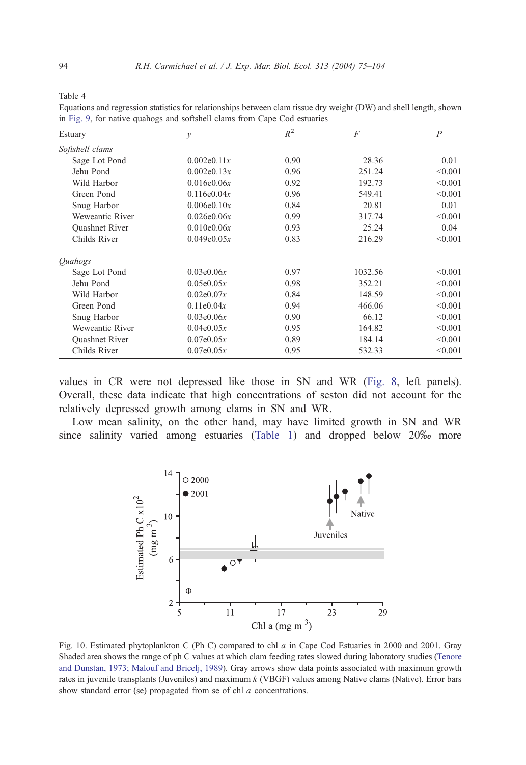Table 4

Equations and regression statistics for relationships between clam tissue dry weight (DW) and shell length, shown in Fig. 9, for native quahogs and softshell clams from Cape Cod estuaries

| Estuary | *y* | $R^2$ | *F* | *P* |
|---|---|---|---|---|
| *Softshell clams* | | | | |
| Sage Lot Pond | $0.002e0.11x$ | 0.90 | 28.36 | 0.01 |
| Jehu Pond | $0.002e0.13x$ | 0.96 | 251.24 | <0.001 |
| Wild Harbor | $0.016e0.06x$ | 0.92 | 192.73 | <0.001 |
| Green Pond | $0.116e0.04x$ | 0.96 | 549.41 | <0.001 |
| Snug Harbor | $0.006e0.10x$ | 0.84 | 20.81 | 0.01 |
| Weweantic River | $0.026e0.06x$ | 0.99 | 317.74 | <0.001 |
| Quashnet River | $0.010e0.06x$ | 0.93 | 25.24 | 0.04 |
| Childs River | $0.049e0.05x$ | 0.83 | 216.29 | <0.001 |
| *Quahogs* | | | | |
| Sage Lot Pond | $0.03e0.06x$ | 0.97 | 1032.56 | <0.001 |
| Jehu Pond | $0.05e0.05x$ | 0.98 | 352.21 | <0.001 |
| Wild Harbor | $0.02e0.07x$ | 0.84 | 148.59 | <0.001 |
| Green Pond | $0.11e0.04x$ | 0.94 | 466.06 | <0.001 |
| Snug Harbor | $0.03e0.06x$ | 0.90 | 66.12 | <0.001 |
| Weweantic River | $0.04e0.05x$ | 0.95 | 164.82 | <0.001 |
| Quashnet River | $0.07e0.05x$ | 0.89 | 184.14 | <0.001 |
| Childs River | $0.07e0.05x$ | 0.95 | 532.33 | <0.001 |

values in CR were not depressed like those in SN and WR (Fig. 8, left panels). Overall, these data indicate that high concentrations of seston did not account for the relatively depressed growth among clams in SN and WR.

Low mean salinity, on the other hand, may have limited growth in SN and WR since salinity varied among estuaries (Table 1) and dropped below 20‰ more

○ 2000
● 2001
Estimated Ph C x10$^2$ (mg m$^{-3}$)
14
10
6
2
5
11
17
23
29
Chl a (mg m$^{-3}$)
Native
Juveniles

Fig. 10. Estimated phytoplankton C (Ph C) compared to chl *a* in Cape Cod Estuaries in 2000 and 2001. Gray Shaded area shows the range of ph C values at which clam feeding rates slowed during laboratory studies (Tenore and Dunstan, 1973; Malouf and Bricelj, 1989). Gray arrows show data points associated with maximum growth rates in juvenile transplants (Juveniles) and maximum *k* (VBGF) values among Native clams (Native). Error bars show standard error (se) propagated from se of chl *a* concentrations.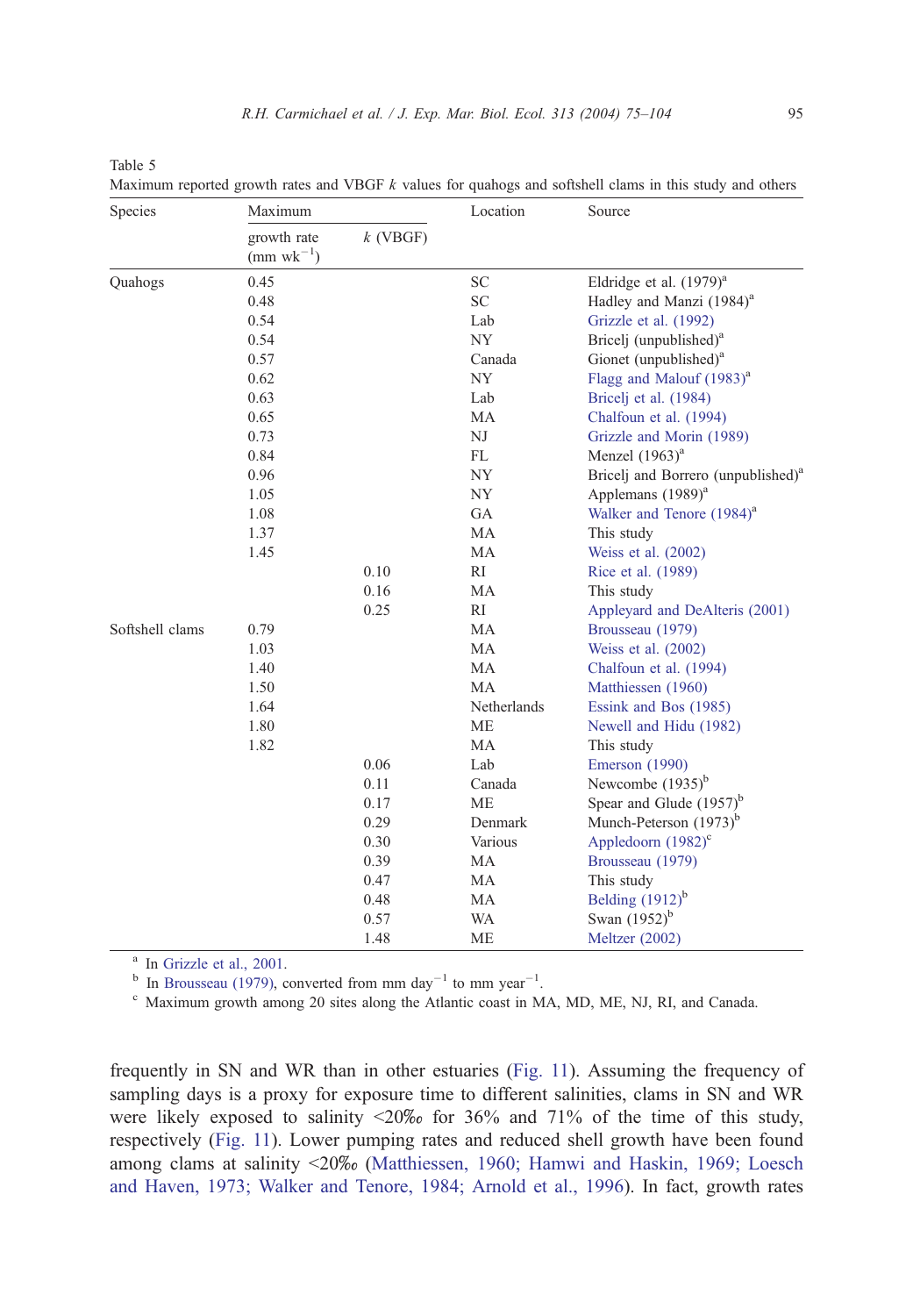Table 5

Maximum reported growth rates and VBGF $k$ values for quahogs and softshell clams in this study and others

| Species | Maximum | | Location | Source |
|---|---|---|---|---|
| | growth rate (mm $wk^{-1}$) | $k$ (VBGF) | | |
| Quahogs | 0.45 | | SC | Eldridge et al. (1979)[a] |
| | 0.48 | | SC | Hadley and Manzi (1984)[a] |
| | 0.54 | | Lab | Grizzle et al. (1992) |
| | 0.54 | | NY | Bricelj (unpublished)[a] |
| | 0.57 | | Canada | Gionet (unpublished)[a] |
| | 0.62 | | NY | Flagg and Malouf (1983)[a] |
| | 0.63 | | Lab | Bricelj et al. (1984) |
| | 0.65 | | MA | Chalfoun et al. (1994) |
| | 0.73 | | NJ | Grizzle and Morin (1989) |
| | 0.84 | | FL | Menzel (1963)[a] |
| | 0.96 | | NY | Bricelj and Borrero (unpublished)[a] |
| | 1.05 | | NY | Applemans (1989)[a] |
| | 1.08 | | GA | Walker and Tenore (1984)[a] |
| | 1.37 | | MA | This study |
| | 1.45 | | MA | Weiss et al. (2002) |
| | | 0.10 | RI | Rice et al. (1989) |
| | | 0.16 | MA | This study |
| | | 0.25 | RI | Appleyard and DeAlteris (2001) |
| Softshell clams | 0.79 | | MA | Brousseau (1979) |
| | 1.03 | | MA | Weiss et al. (2002) |
| | 1.40 | | MA | Chalfoun et al. (1994) |
| | 1.50 | | MA | Matthiessen (1960) |
| | 1.64 | | Netherlands | Essink and Bos (1985) |
| | 1.80 | | ME | Newell and Hidu (1982) |
| | 1.82 | | MA | This study |
| | | 0.06 | Lab | Emerson (1990) |
| | | 0.11 | Canada | Newcombe (1935)[b] |
| | | 0.17 | ME | Spear and Glude (1957)[b] |
| | | 0.29 | Denmark | Munch-Peterson (1973)[b] |
| | | 0.30 | Various | Appledoorn (1982)[c] |
| | | 0.39 | MA | Brousseau (1979) |
| | | 0.47 | MA | This study |
| | | 0.48 | MA | Belding (1912)[b] |
| | | 0.57 | WA | Swan (1952)[b] |
| | | 1.48 | ME | Meltzer (2002) |

[a] In Grizzle et al., 2001.

[b] In Brousseau (1979), converted from mm $day^{-1}$ to mm $year^{-1}$.

[c] Maximum growth among 20 sites along the Atlantic coast in MA, MD, ME, NJ, RI, and Canada.

frequently in SN and WR than in other estuaries (Fig. 11). Assuming the frequency of sampling days is a proxy for exposure time to different salinities, clams in SN and WR were likely exposed to salinity <20‰ for 36% and 71% of the time of this study, respectively (Fig. 11). Lower pumping rates and reduced shell growth have been found among clams at salinity <20‰ (Matthiessen, 1960; Hamwi and Haskin, 1969; Loesch and Haven, 1973; Walker and Tenore, 1984; Arnold et al., 1996). In fact, growth rates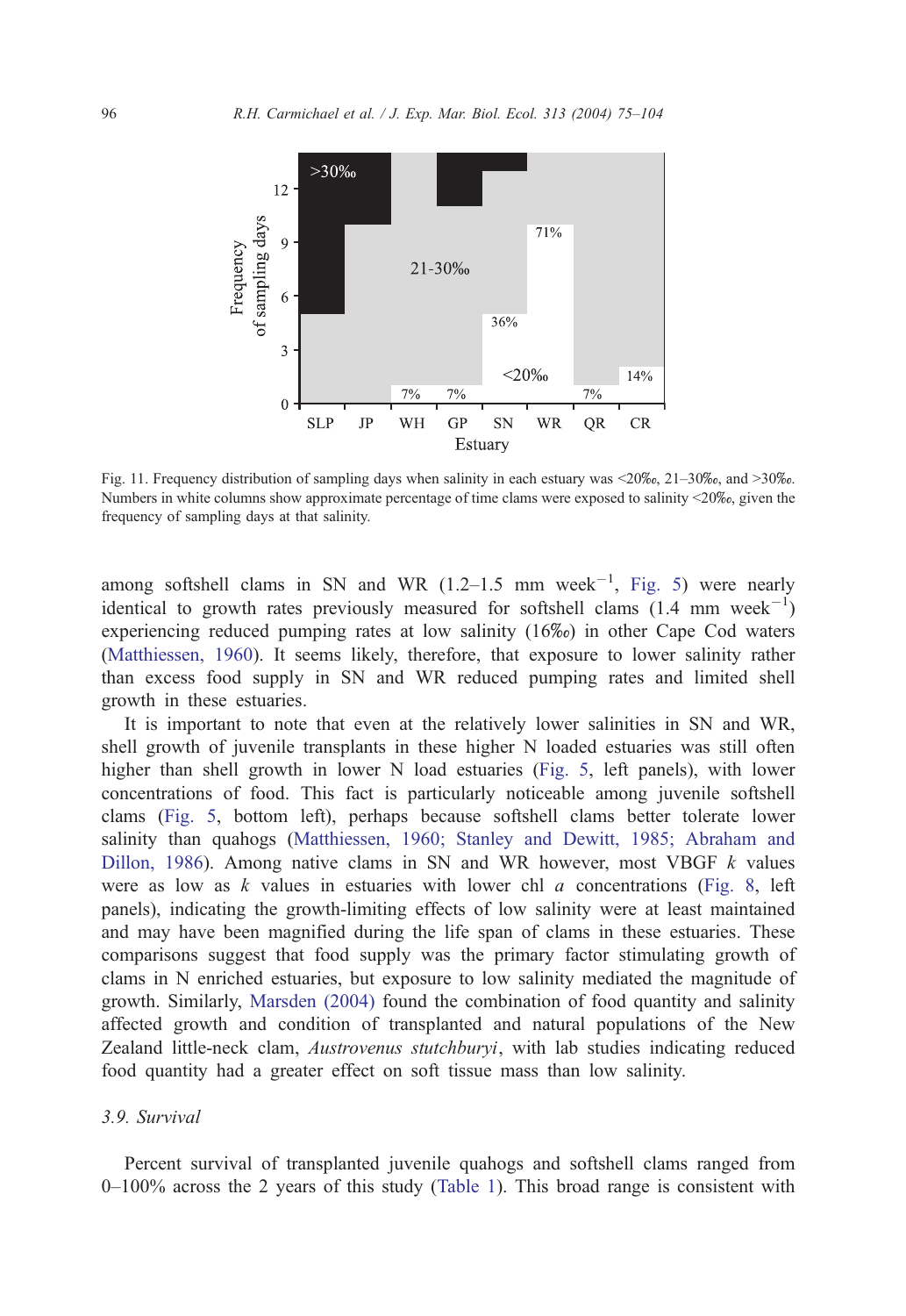>30‰

21–30‰

<20‰

71%

36%

7%

7%

7%

14%

Frequency of sampling days

0

3

6

9

12

SLP JP WH GP SN WR QR CR

Estuary

Fig. 11. Frequency distribution of sampling days when salinity in each estuary was <20‰, 21–30‰, and >30‰. Numbers in white columns show approximate percentage of time clams were exposed to salinity <20‰, given the frequency of sampling days at that salinity.

among softshell clams in SN and WR (1.2–1.5 mm week$^{-1}$, Fig. 5) were nearly identical to growth rates previously measured for softshell clams (1.4 mm week$^{-1}$) experiencing reduced pumping rates at low salinity (16‰) in other Cape Cod waters (Matthiessen, 1960). It seems likely, therefore, that exposure to lower salinity rather than excess food supply in SN and WR reduced pumping rates and limited shell growth in these estuaries.

It is important to note that even at the relatively lower salinities in SN and WR, shell growth of juvenile transplants in these higher N loaded estuaries was still often higher than shell growth in lower N load estuaries (Fig. 5, left panels), with lower concentrations of food. This fact is particularly noticeable among juvenile softshell clams (Fig. 5, bottom left), perhaps because softshell clams better tolerate lower salinity than quahogs (Matthiessen, 1960; Stanley and Dewitt, 1985; Abraham and Dillon, 1986). Among native clams in SN and WR however, most VBGF $k$ values were as low as $k$ values in estuaries with lower chl $a$ concentrations (Fig. 8, left panels), indicating the growth-limiting effects of low salinity were at least maintained and may have been magnified during the life span of clams in these estuaries. These comparisons suggest that food supply was the primary factor stimulating growth of clams in N enriched estuaries, but exposure to low salinity mediated the magnitude of growth. Similarly, Marsden (2004) found the combination of food quantity and salinity affected growth and condition of transplanted and natural populations of the New Zealand little-neck clam, *Austrovenus stutchburyi*, with lab studies indicating reduced food quantity had a greater effect on soft tissue mass than low salinity.

### 3.9. Survival

Percent survival of transplanted juvenile quahogs and softshell clams ranged from 0–100% across the 2 years of this study (Table 1). This broad range is consistent with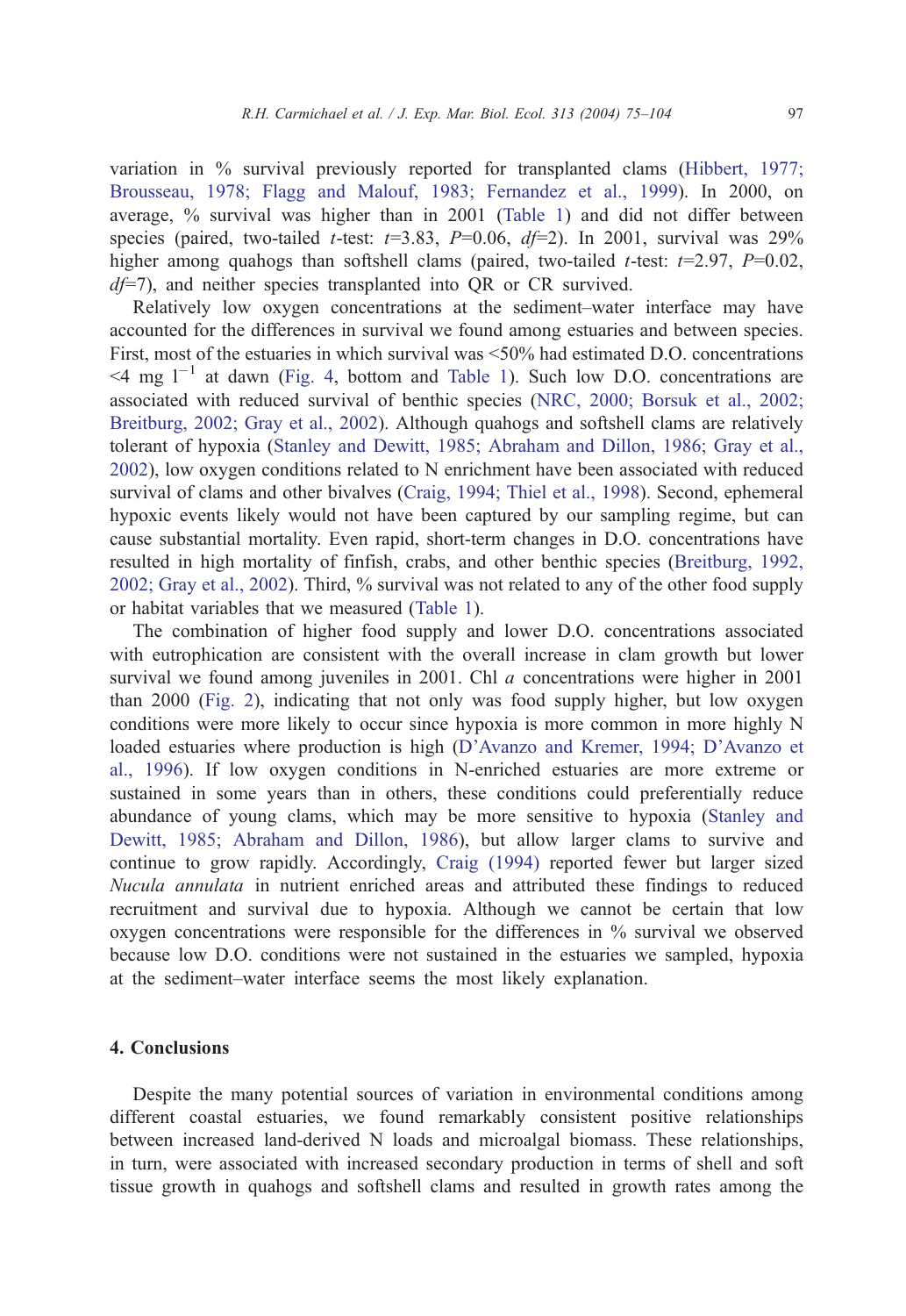variation in % survival previously reported for transplanted clams (Hibbert, 1977; Brousseau, 1978; Flagg and Malouf, 1983; Fernandez et al., 1999). In 2000, on average, % survival was higher than in 2001 (Table 1) and did not differ between species (paired, two-tailed *t*-test: $t$=3.83, $P$=0.06, $df$=2). In 2001, survival was 29% higher among quahogs than softshell clams (paired, two-tailed *t*-test: $t$=2.97, $P$=0.02, $df$=7), and neither species transplanted into QR or CR survived.

Relatively low oxygen concentrations at the sediment–water interface may have accounted for the differences in survival we found among estuaries and between species. First, most of the estuaries in which survival was <50% had estimated D.O. concentrations <4 mg $l^{-1}$ at dawn (Fig. 4, bottom and Table 1). Such low D.O. concentrations are associated with reduced survival of benthic species (NRC, 2000; Borsuk et al., 2002; Breitburg, 2002; Gray et al., 2002). Although quahogs and softshell clams are relatively tolerant of hypoxia (Stanley and Dewitt, 1985; Abraham and Dillon, 1986; Gray et al., 2002), low oxygen conditions related to N enrichment have been associated with reduced survival of clams and other bivalves (Craig, 1994; Thiel et al., 1998). Second, ephemeral hypoxic events likely would not have been captured by our sampling regime, but can cause substantial mortality. Even rapid, short-term changes in D.O. concentrations have resulted in high mortality of finfish, crabs, and other benthic species (Breitburg, 1992, 2002; Gray et al., 2002). Third, % survival was not related to any of the other food supply or habitat variables that we measured (Table 1).

The combination of higher food supply and lower D.O. concentrations associated with eutrophication are consistent with the overall increase in clam growth but lower survival we found among juveniles in 2001. Chl *a* concentrations were higher in 2001 than 2000 (Fig. 2), indicating that not only was food supply higher, but low oxygen conditions were more likely to occur since hypoxia is more common in more highly N loaded estuaries where production is high (D'Avanzo and Kremer, 1994; D'Avanzo et al., 1996). If low oxygen conditions in N-enriched estuaries are more extreme or sustained in some years than in others, these conditions could preferentially reduce abundance of young clams, which may be more sensitive to hypoxia (Stanley and Dewitt, 1985; Abraham and Dillon, 1986), but allow larger clams to survive and continue to grow rapidly. Accordingly, Craig (1994) reported fewer but larger sized *Nucula annulata* in nutrient enriched areas and attributed these findings to reduced recruitment and survival due to hypoxia. Although we cannot be certain that low oxygen concentrations were responsible for the differences in % survival we observed because low D.O. conditions were not sustained in the estuaries we sampled, hypoxia at the sediment–water interface seems the most likely explanation.

## 4. Conclusions

Despite the many potential sources of variation in environmental conditions among different coastal estuaries, we found remarkably consistent positive relationships between increased land-derived N loads and microalgal biomass. These relationships, in turn, were associated with increased secondary production in terms of shell and soft tissue growth in quahogs and softshell clams and resulted in growth rates among the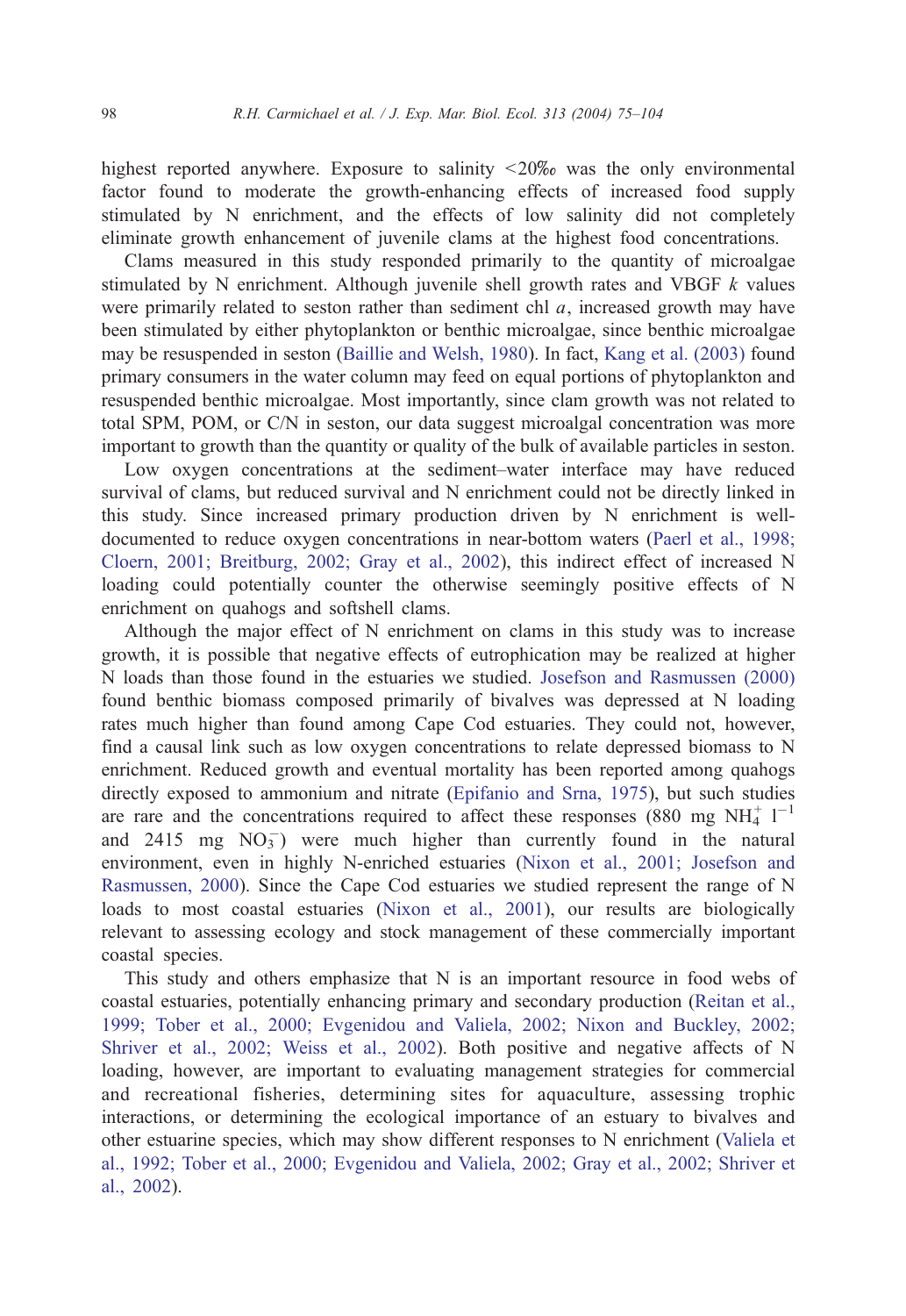highest reported anywhere. Exposure to salinity <20‰ was the only environmental factor found to moderate the growth-enhancing effects of increased food supply stimulated by N enrichment, and the effects of low salinity did not completely eliminate growth enhancement of juvenile clams at the highest food concentrations.

Clams measured in this study responded primarily to the quantity of microalgae stimulated by N enrichment. Although juvenile shell growth rates and VBGF $k$ values were primarily related to seston rather than sediment chl $a$, increased growth may have been stimulated by either phytoplankton or benthic microalgae, since benthic microalgae may be resuspended in seston (Baillie and Welsh, 1980). In fact, Kang et al. (2003) found primary consumers in the water column may feed on equal portions of phytoplankton and resuspended benthic microalgae. Most importantly, since clam growth was not related to total SPM, POM, or C/N in seston, our data suggest microalgal concentration was more important to growth than the quantity or quality of the bulk of available particles in seston.

Low oxygen concentrations at the sediment–water interface may have reduced survival of clams, but reduced survival and N enrichment could not be directly linked in this study. Since increased primary production driven by N enrichment is well-documented to reduce oxygen concentrations in near-bottom waters (Paerl et al., 1998; Cloern, 2001; Breitburg, 2002; Gray et al., 2002), this indirect effect of increased N loading could potentially counter the otherwise seemingly positive effects of N enrichment on quahogs and softshell clams.

Although the major effect of N enrichment on clams in this study was to increase growth, it is possible that negative effects of eutrophication may be realized at higher N loads than those found in the estuaries we studied. Josefson and Rasmussen (2000) found benthic biomass composed primarily of bivalves was depressed at N loading rates much higher than found among Cape Cod estuaries. They could not, however, find a causal link such as low oxygen concentrations to relate depressed biomass to N enrichment. Reduced growth and eventual mortality has been reported among quahogs directly exposed to ammonium and nitrate (Epifanio and Srna, 1975), but such studies are rare and the concentrations required to affect these responses (880 mg $NH_4^+$ $l^{-1}$ and 2415 mg $NO_3^-$) were much higher than currently found in the natural environment, even in highly N-enriched estuaries (Nixon et al., 2001; Josefson and Rasmussen, 2000). Since the Cape Cod estuaries we studied represent the range of N loads to most coastal estuaries (Nixon et al., 2001), our results are biologically relevant to assessing ecology and stock management of these commercially important coastal species.

This study and others emphasize that N is an important resource in food webs of coastal estuaries, potentially enhancing primary and secondary production (Reitan et al., 1999; Tober et al., 2000; Evgenidou and Valiela, 2002; Nixon and Buckley, 2002; Shriver et al., 2002; Weiss et al., 2002). Both positive and negative affects of N loading, however, are important to evaluating management strategies for commercial and recreational fisheries, determining sites for aquaculture, assessing trophic interactions, or determining the ecological importance of an estuary to bivalves and other estuarine species, which may show different responses to N enrichment (Valiela et al., 1992; Tober et al., 2000; Evgenidou and Valiela, 2002; Gray et al., 2002; Shriver et al., 2002).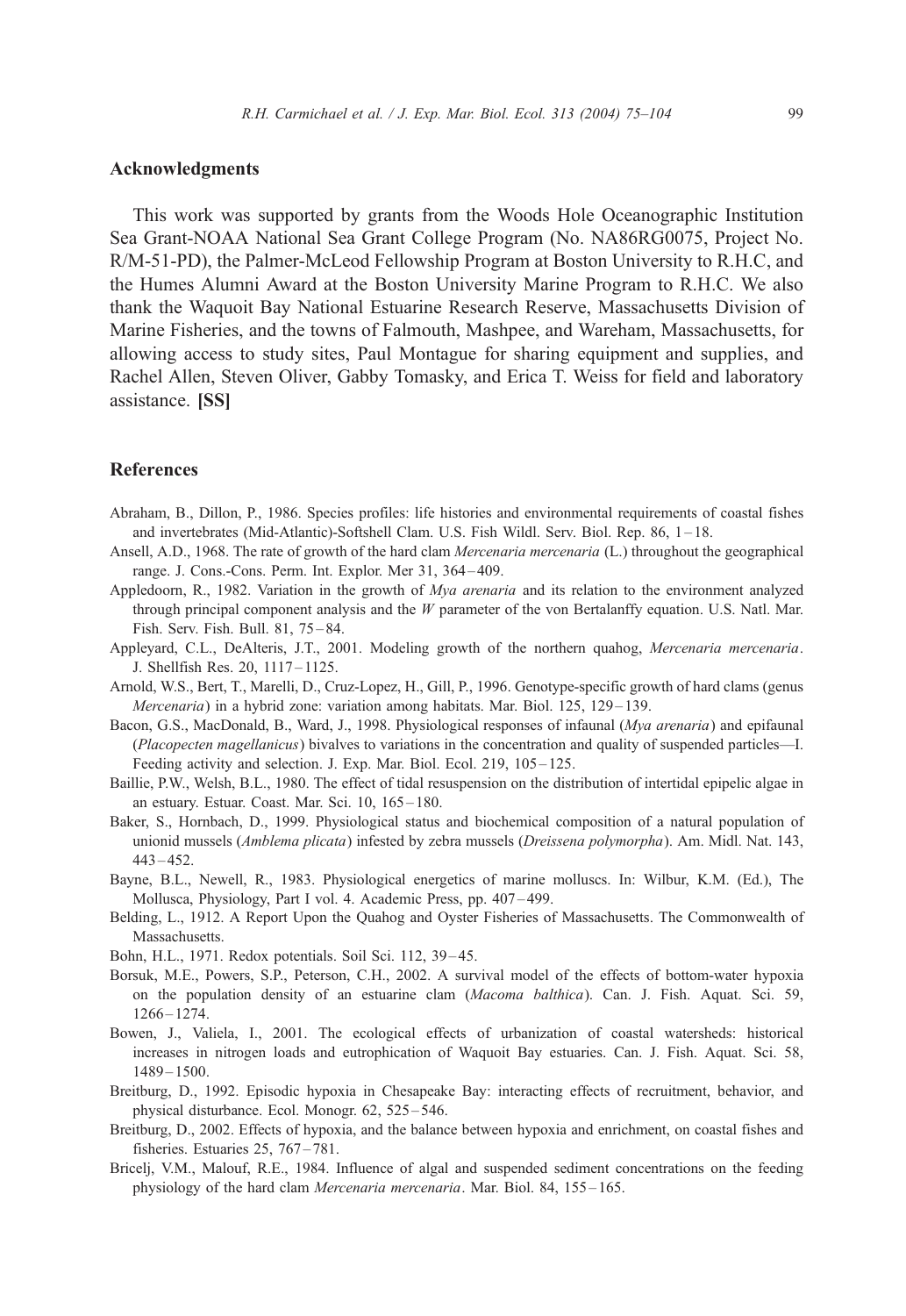## Acknowledgments

This work was supported by grants from the Woods Hole Oceanographic Institution Sea Grant-NOAA National Sea Grant College Program (No. NA86RG0075, Project No. R/M-51-PD), the Palmer-McLeod Fellowship Program at Boston University to R.H.C, and the Humes Alumni Award at the Boston University Marine Program to R.H.C. We also thank the Waquoit Bay National Estuarine Research Reserve, Massachusetts Division of Marine Fisheries, and the towns of Falmouth, Mashpee, and Wareham, Massachusetts, for allowing access to study sites, Paul Montague for sharing equipment and supplies, and Rachel Allen, Steven Oliver, Gabby Tomasky, and Erica T. Weiss for field and laboratory assistance. **[SS]**

## References

Abraham, B., Dillon, P., 1986. Species profiles: life histories and environmental requirements of coastal fishes and invertebrates (Mid-Atlantic)-Softshell Clam. U.S. Fish Wildl. Serv. Biol. Rep. 86, 1–18.

Ansell, A.D., 1968. The rate of growth of the hard clam *Mercenaria mercenaria* (L.) throughout the geographical range. J. Cons.-Cons. Perm. Int. Explor. Mer 31, 364–409.

Appledoorn, R., 1982. Variation in the growth of *Mya arenaria* and its relation to the environment analyzed through principal component analysis and the *W* parameter of the von Bertalanffy equation. U.S. Natl. Mar. Fish. Serv. Fish. Bull. 81, 75–84.

Appleyard, C.L., DeAlteris, J.T., 2001. Modeling growth of the northern quahog, *Mercenaria mercenaria*. J. Shellfish Res. 20, 1117–1125.

Arnold, W.S., Bert, T., Marelli, D., Cruz-Lopez, H., Gill, P., 1996. Genotype-specific growth of hard clams (genus *Mercenaria*) in a hybrid zone: variation among habitats. Mar. Biol. 125, 129–139.

Bacon, G.S., MacDonald, B., Ward, J., 1998. Physiological responses of infaunal (*Mya arenaria*) and epifaunal (*Placopecten magellanicus*) bivalves to variations in the concentration and quality of suspended particles—I. Feeding activity and selection. J. Exp. Mar. Biol. Ecol. 219, 105–125.

Baillie, P.W., Welsh, B.L., 1980. The effect of tidal resuspension on the distribution of intertidal epipelic algae in an estuary. Estuar. Coast. Mar. Sci. 10, 165–180.

Baker, S., Hornbach, D., 1999. Physiological status and biochemical composition of a natural population of unionid mussels (*Amblema plicata*) infested by zebra mussels (*Dreissena polymorpha*). Am. Midl. Nat. 143, 443–452.

Bayne, B.L., Newell, R., 1983. Physiological energetics of marine molluscs. In: Wilbur, K.M. (Ed.), The Mollusca, Physiology, Part I vol. 4. Academic Press, pp. 407–499.

Belding, L., 1912. A Report Upon the Quahog and Oyster Fisheries of Massachusetts. The Commonwealth of Massachusetts.

Bohn, H.L., 1971. Redox potentials. Soil Sci. 112, 39–45.

Borsuk, M.E., Powers, S.P., Peterson, C.H., 2002. A survival model of the effects of bottom-water hypoxia on the population density of an estuarine clam (*Macoma balthica*). Can. J. Fish. Aquat. Sci. 59, 1266–1274.

Bowen, J., Valiela, I., 2001. The ecological effects of urbanization of coastal watersheds: historical increases in nitrogen loads and eutrophication of Waquoit Bay estuaries. Can. J. Fish. Aquat. Sci. 58, 1489–1500.

Breitburg, D., 1992. Episodic hypoxia in Chesapeake Bay: interacting effects of recruitment, behavior, and physical disturbance. Ecol. Monogr. 62, 525–546.

Breitburg, D., 2002. Effects of hypoxia, and the balance between hypoxia and enrichment, on coastal fishes and fisheries. Estuaries 25, 767–781.

Bricelj, V.M., Malouf, R.E., 1984. Influence of algal and suspended sediment concentrations on the feeding physiology of the hard clam *Mercenaria mercenaria*. Mar. Biol. 84, 155–165.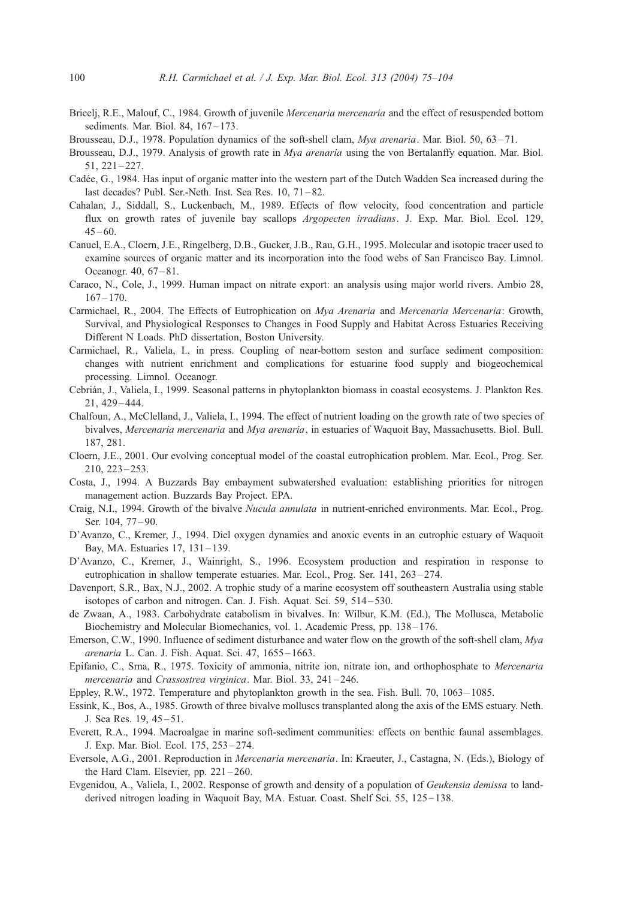Bricelj, R.E., Malouf, C., 1984. Growth of juvenile *Mercenaria mercenaria* and the effect of resuspended bottom sediments. Mar. Biol. 84, 167–173.

Brousseau, D.J., 1978. Population dynamics of the soft-shell clam, *Mya arenaria*. Mar. Biol. 50, 63–71.

Brousseau, D.J., 1979. Analysis of growth rate in *Mya arenaria* using the von Bertalanffy equation. Mar. Biol. 51, 221–227.

Cadée, G., 1984. Has input of organic matter into the western part of the Dutch Wadden Sea increased during the last decades? Publ. Ser.-Neth. Inst. Sea Res. 10, 71–82.

Cahalan, J., Siddall, S., Luckenbach, M., 1989. Effects of flow velocity, food concentration and particle flux on growth rates of juvenile bay scallops *Argopecten irradians*. J. Exp. Mar. Biol. Ecol. 129, 45–60.

Canuel, E.A., Cloern, J.E., Ringelberg, D.B., Gucker, J.B., Rau, G.H., 1995. Molecular and isotopic tracer used to examine sources of organic matter and its incorporation into the food webs of San Francisco Bay. Limnol. Oceanogr. 40, 67–81.

Caraco, N., Cole, J., 1999. Human impact on nitrate export: an analysis using major world rivers. Ambio 28, 167–170.

Carmichael, R., 2004. The Effects of Eutrophication on *Mya Arenaria* and *Mercenaria Mercenaria*: Growth, Survival, and Physiological Responses to Changes in Food Supply and Habitat Across Estuaries Receiving Different N Loads. PhD dissertation, Boston University.

Carmichael, R., Valiela, I., in press. Coupling of near-bottom seston and surface sediment composition: changes with nutrient enrichment and complications for estuarine food supply and biogeochemical processing. Limnol. Oceanogr.

Cebrián, J., Valiela, I., 1999. Seasonal patterns in phytoplankton biomass in coastal ecosystems. J. Plankton Res. 21, 429–444.

Chalfoun, A., McClelland, J., Valiela, I., 1994. The effect of nutrient loading on the growth rate of two species of bivalves, *Mercenaria mercenaria* and *Mya arenaria*, in estuaries of Waquoit Bay, Massachusetts. Biol. Bull. 187, 281.

Cloern, J.E., 2001. Our evolving conceptual model of the coastal eutrophication problem. Mar. Ecol., Prog. Ser. 210, 223–253.

Costa, J., 1994. A Buzzards Bay embayment subwatershed evaluation: establishing priorities for nitrogen management action. Buzzards Bay Project. EPA.

Craig, N.I., 1994. Growth of the bivalve *Nucula annulata* in nutrient-enriched environments. Mar. Ecol., Prog. Ser. 104, 77–90.

D'Avanzo, C., Kremer, J., 1994. Diel oxygen dynamics and anoxic events in an eutrophic estuary of Waquoit Bay, MA. Estuaries 17, 131–139.

D'Avanzo, C., Kremer, J., Wainright, S., 1996. Ecosystem production and respiration in response to eutrophication in shallow temperate estuaries. Mar. Ecol., Prog. Ser. 141, 263–274.

Davenport, S.R., Bax, N.J., 2002. A trophic study of a marine ecosystem off southeastern Australia using stable isotopes of carbon and nitrogen. Can. J. Fish. Aquat. Sci. 59, 514–530.

de Zwaan, A., 1983. Carbohydrate catabolism in bivalves. In: Wilbur, K.M. (Ed.), The Mollusca, Metabolic Biochemistry and Molecular Biomechanics, vol. 1. Academic Press, pp. 138–176.

Emerson, C.W., 1990. Influence of sediment disturbance and water flow on the growth of the soft-shell clam, *Mya arenaria* L. Can. J. Fish. Aquat. Sci. 47, 1655–1663.

Epifanio, C., Srna, R., 1975. Toxicity of ammonia, nitrite ion, nitrate ion, and orthophosphate to *Mercenaria mercenaria* and *Crassostrea virginica*. Mar. Biol. 33, 241–246.

Eppley, R.W., 1972. Temperature and phytoplankton growth in the sea. Fish. Bull. 70, 1063–1085.

Essink, K., Bos, A., 1985. Growth of three bivalve molluscs transplanted along the axis of the EMS estuary. Neth. J. Sea Res. 19, 45–51.

Everett, R.A., 1994. Macroalgae in marine soft-sediment communities: effects on benthic faunal assemblages. J. Exp. Mar. Biol. Ecol. 175, 253–274.

Eversole, A.G., 2001. Reproduction in *Mercenaria mercenaria*. In: Kraeuter, J., Castagna, N. (Eds.), Biology of the Hard Clam. Elsevier, pp. 221–260.

Evgenidou, A., Valiela, I., 2002. Response of growth and density of a population of *Geukensia demissa* to land-derived nitrogen loading in Waquoit Bay, MA. Estuar. Coast. Shelf Sci. 55, 125–138.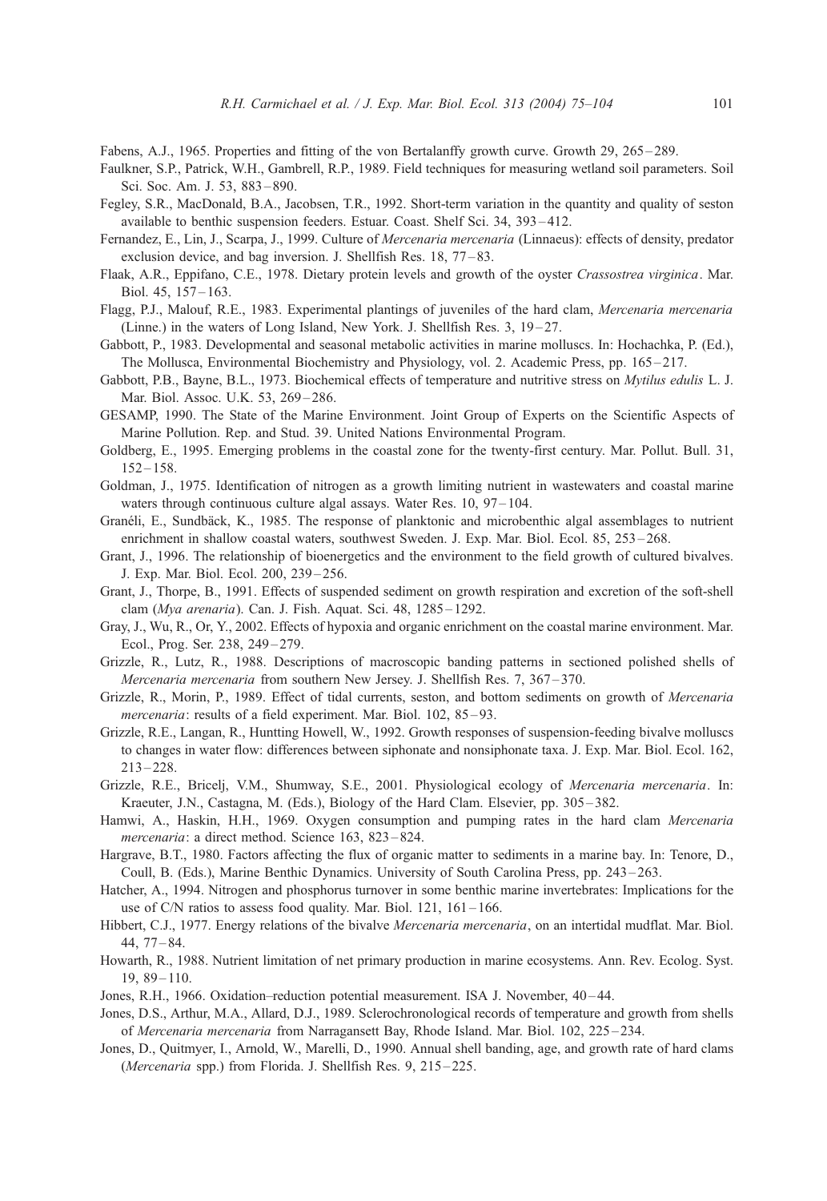Fabens, A.J., 1965. Properties and fitting of the von Bertalanffy growth curve. Growth 29, 265–289.

Faulkner, S.P., Patrick, W.H., Gambrell, R.P., 1989. Field techniques for measuring wetland soil parameters. Soil Sci. Soc. Am. J. 53, 883–890.

Fegley, S.R., MacDonald, B.A., Jacobsen, T.R., 1992. Short-term variation in the quantity and quality of seston available to benthic suspension feeders. Estuar. Coast. Shelf Sci. 34, 393–412.

Fernandez, E., Lin, J., Scarpa, J., 1999. Culture of *Mercenaria mercenaria* (Linnaeus): effects of density, predator exclusion device, and bag inversion. J. Shellfish Res. 18, 77–83.

Flaak, A.R., Eppifano, C.E., 1978. Dietary protein levels and growth of the oyster *Crassostrea virginica*. Mar. Biol. 45, 157–163.

Flagg, P.J., Malouf, R.E., 1983. Experimental plantings of juveniles of the hard clam, *Mercenaria mercenaria* (Linne.) in the waters of Long Island, New York. J. Shellfish Res. 3, 19–27.

Gabbott, P., 1983. Developmental and seasonal metabolic activities in marine molluscs. In: Hochachka, P. (Ed.), The Mollusca, Environmental Biochemistry and Physiology, vol. 2. Academic Press, pp. 165–217.

Gabbott, P.B., Bayne, B.L., 1973. Biochemical effects of temperature and nutritive stress on *Mytilus edulis* L. J. Mar. Biol. Assoc. U.K. 53, 269–286.

GESAMP, 1990. The State of the Marine Environment. Joint Group of Experts on the Scientific Aspects of Marine Pollution. Rep. and Stud. 39. United Nations Environmental Program.

Goldberg, E., 1995. Emerging problems in the coastal zone for the twenty-first century. Mar. Pollut. Bull. 31, 152–158.

Goldman, J., 1975. Identification of nitrogen as a growth limiting nutrient in wastewaters and coastal marine waters through continuous culture algal assays. Water Res. 10, 97–104.

Granéli, E., Sundbäck, K., 1985. The response of planktonic and microbenthic algal assemblages to nutrient enrichment in shallow coastal waters, southwest Sweden. J. Exp. Mar. Biol. Ecol. 85, 253–268.

Grant, J., 1996. The relationship of bioenergetics and the environment to the field growth of cultured bivalves. J. Exp. Mar. Biol. Ecol. 200, 239–256.

Grant, J., Thorpe, B., 1991. Effects of suspended sediment on growth respiration and excretion of the soft-shell clam (*Mya arenaria*). Can. J. Fish. Aquat. Sci. 48, 1285–1292.

Gray, J., Wu, R., Or, Y., 2002. Effects of hypoxia and organic enrichment on the coastal marine environment. Mar. Ecol., Prog. Ser. 238, 249–279.

Grizzle, R., Lutz, R., 1988. Descriptions of macroscopic banding patterns in sectioned polished shells of *Mercenaria mercenaria* from southern New Jersey. J. Shellfish Res. 7, 367–370.

Grizzle, R., Morin, P., 1989. Effect of tidal currents, seston, and bottom sediments on growth of *Mercenaria mercenaria*: results of a field experiment. Mar. Biol. 102, 85–93.

Grizzle, R.E., Langan, R., Huntting Howell, W., 1992. Growth responses of suspension-feeding bivalve molluscs to changes in water flow: differences between siphonate and nonsiphonate taxa. J. Exp. Mar. Biol. Ecol. 162, 213–228.

Grizzle, R.E., Bricelj, V.M., Shumway, S.E., 2001. Physiological ecology of *Mercenaria mercenaria*. In: Kraeuter, J.N., Castagna, M. (Eds.), Biology of the Hard Clam. Elsevier, pp. 305–382.

Hamwi, A., Haskin, H.H., 1969. Oxygen consumption and pumping rates in the hard clam *Mercenaria mercenaria*: a direct method. Science 163, 823–824.

Hargrave, B.T., 1980. Factors affecting the flux of organic matter to sediments in a marine bay. In: Tenore, D., Coull, B. (Eds.), Marine Benthic Dynamics. University of South Carolina Press, pp. 243–263.

Hatcher, A., 1994. Nitrogen and phosphorus turnover in some benthic marine invertebrates: Implications for the use of C/N ratios to assess food quality. Mar. Biol. 121, 161–166.

Hibbert, C.J., 1977. Energy relations of the bivalve *Mercenaria mercenaria*, on an intertidal mudflat. Mar. Biol. 44, 77–84.

Howarth, R., 1988. Nutrient limitation of net primary production in marine ecosystems. Ann. Rev. Ecolog. Syst. 19, 89–110.

Jones, R.H., 1966. Oxidation–reduction potential measurement. ISA J. November, 40–44.

Jones, D.S., Arthur, M.A., Allard, D.J., 1989. Sclerochronological records of temperature and growth from shells of *Mercenaria mercenaria* from Narragansett Bay, Rhode Island. Mar. Biol. 102, 225–234.

Jones, D., Quitmyer, I., Arnold, W., Marelli, D., 1990. Annual shell banding, age, and growth rate of hard clams (*Mercenaria* spp.) from Florida. J. Shellfish Res. 9, 215–225.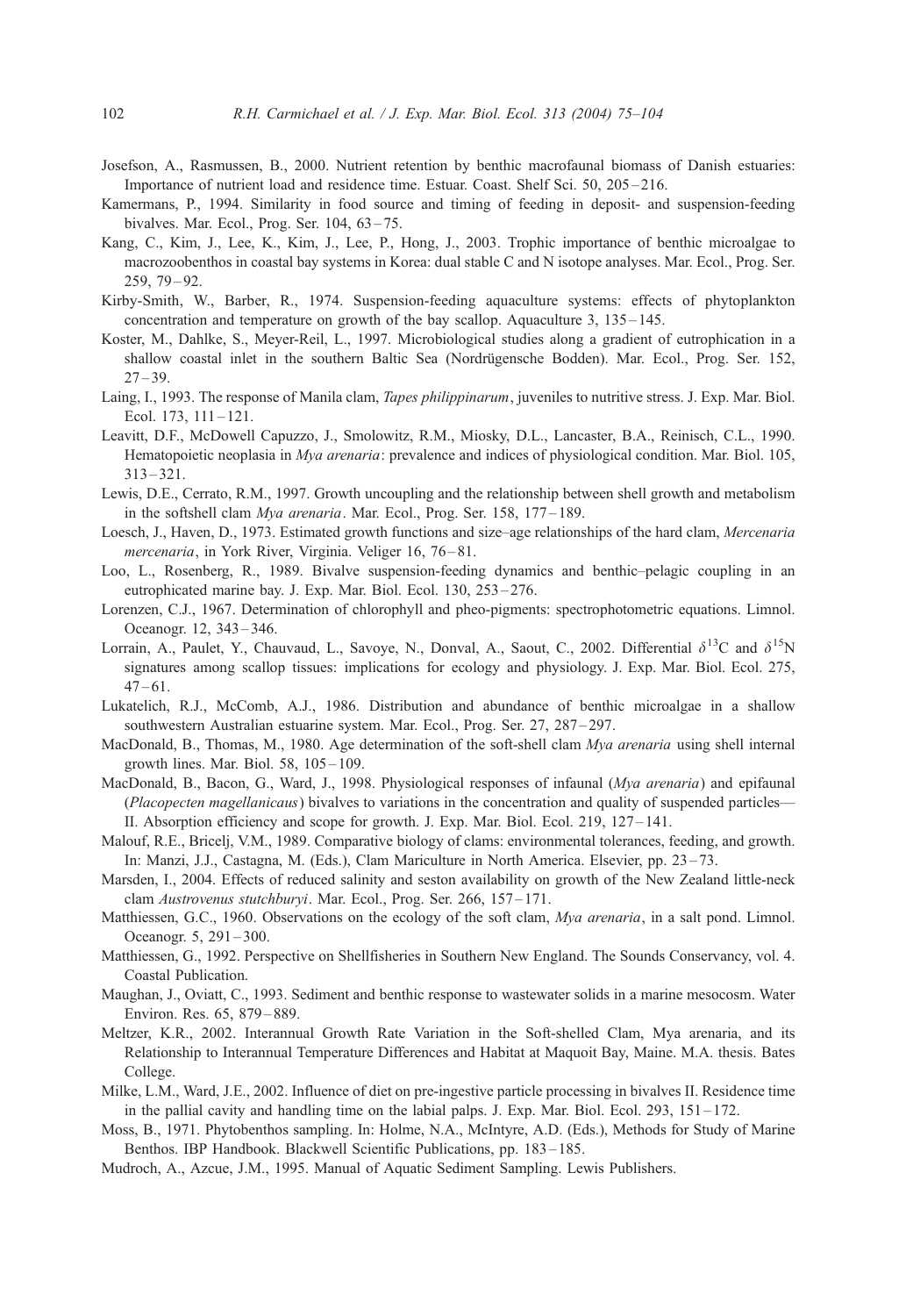Josefson, A., Rasmussen, B., 2000. Nutrient retention by benthic macrofaunal biomass of Danish estuaries: Importance of nutrient load and residence time. Estuar. Coast. Shelf Sci. 50, 205–216.

Kamermans, P., 1994. Similarity in food source and timing of feeding in deposit- and suspension-feeding bivalves. Mar. Ecol., Prog. Ser. 104, 63–75.

Kang, C., Kim, J., Lee, K., Kim, J., Lee, P., Hong, J., 2003. Trophic importance of benthic microalgae to macrozoobenthos in coastal bay systems in Korea: dual stable C and N isotope analyses. Mar. Ecol., Prog. Ser. 259, 79–92.

Kirby-Smith, W., Barber, R., 1974. Suspension-feeding aquaculture systems: effects of phytoplankton concentration and temperature on growth of the bay scallop. Aquaculture 3, 135–145.

Koster, M., Dahlke, S., Meyer-Reil, L., 1997. Microbiological studies along a gradient of eutrophication in a shallow coastal inlet in the southern Baltic Sea (Nordrügensche Bodden). Mar. Ecol., Prog. Ser. 152, 27–39.

Laing, I., 1993. The response of Manila clam, *Tapes philippinarum*, juveniles to nutritive stress. J. Exp. Mar. Biol. Ecol. 173, 111–121.

Leavitt, D.F., McDowell Capuzzo, J., Smolowitz, R.M., Miosky, D.L., Lancaster, B.A., Reinisch, C.L., 1990. Hematopoietic neoplasia in *Mya arenaria*: prevalence and indices of physiological condition. Mar. Biol. 105, 313–321.

Lewis, D.E., Cerrato, R.M., 1997. Growth uncoupling and the relationship between shell growth and metabolism in the softshell clam *Mya arenaria*. Mar. Ecol., Prog. Ser. 158, 177–189.

Loesch, J., Haven, D., 1973. Estimated growth functions and size–age relationships of the hard clam, *Mercenaria mercenaria*, in York River, Virginia. Veliger 16, 76–81.

Loo, L., Rosenberg, R., 1989. Bivalve suspension-feeding dynamics and benthic–pelagic coupling in an eutrophicated marine bay. J. Exp. Mar. Biol. Ecol. 130, 253–276.

Lorenzen, C.J., 1967. Determination of chlorophyll and pheo-pigments: spectrophotometric equations. Limnol. Oceanogr. 12, 343–346.

Lorrain, A., Paulet, Y., Chauvaud, L., Savoye, N., Donval, A., Saout, C., 2002. Differential $\delta^{13}$C and $\delta^{15}$N signatures among scallop tissues: implications for ecology and physiology. J. Exp. Mar. Biol. Ecol. 275, 47–61.

Lukatelich, R.J., McComb, A.J., 1986. Distribution and abundance of benthic microalgae in a shallow southwestern Australian estuarine system. Mar. Ecol., Prog. Ser. 27, 287–297.

MacDonald, B., Thomas, M., 1980. Age determination of the soft-shell clam *Mya arenaria* using shell internal growth lines. Mar. Biol. 58, 105–109.

MacDonald, B., Bacon, G., Ward, J., 1998. Physiological responses of infaunal (*Mya arenaria*) and epifaunal (*Placopecten magellanicaus*) bivalves to variations in the concentration and quality of suspended particles—II. Absorption efficiency and scope for growth. J. Exp. Mar. Biol. Ecol. 219, 127–141.

Malouf, R.E., Bricelj, V.M., 1989. Comparative biology of clams: environmental tolerances, feeding, and growth. In: Manzi, J.J., Castagna, M. (Eds.), Clam Mariculture in North America. Elsevier, pp. 23–73.

Marsden, I., 2004. Effects of reduced salinity and seston availability on growth of the New Zealand little-neck clam *Austrovenus stutchburyi*. Mar. Ecol., Prog. Ser. 266, 157–171.

Matthiessen, G.C., 1960. Observations on the ecology of the soft clam, *Mya arenaria*, in a salt pond. Limnol. Oceanogr. 5, 291–300.

Matthiessen, G., 1992. Perspective on Shellfisheries in Southern New England. The Sounds Conservancy, vol. 4. Coastal Publication.

Maughan, J., Oviatt, C., 1993. Sediment and benthic response to wastewater solids in a marine mesocosm. Water Environ. Res. 65, 879–889.

Meltzer, K.R., 2002. Interannual Growth Rate Variation in the Soft-shelled Clam, Mya arenaria, and its Relationship to Interannual Temperature Differences and Habitat at Maquoit Bay, Maine. M.A. thesis. Bates College.

Milke, L.M., Ward, J.E., 2002. Influence of diet on pre-ingestive particle processing in bivalves II. Residence time in the pallial cavity and handling time on the labial palps. J. Exp. Mar. Biol. Ecol. 293, 151–172.

Moss, B., 1971. Phytobenthos sampling. In: Holme, N.A., McIntyre, A.D. (Eds.), Methods for Study of Marine Benthos. IBP Handbook. Blackwell Scientific Publications, pp. 183–185.

Mudroch, A., Azcue, J.M., 1995. Manual of Aquatic Sediment Sampling. Lewis Publishers.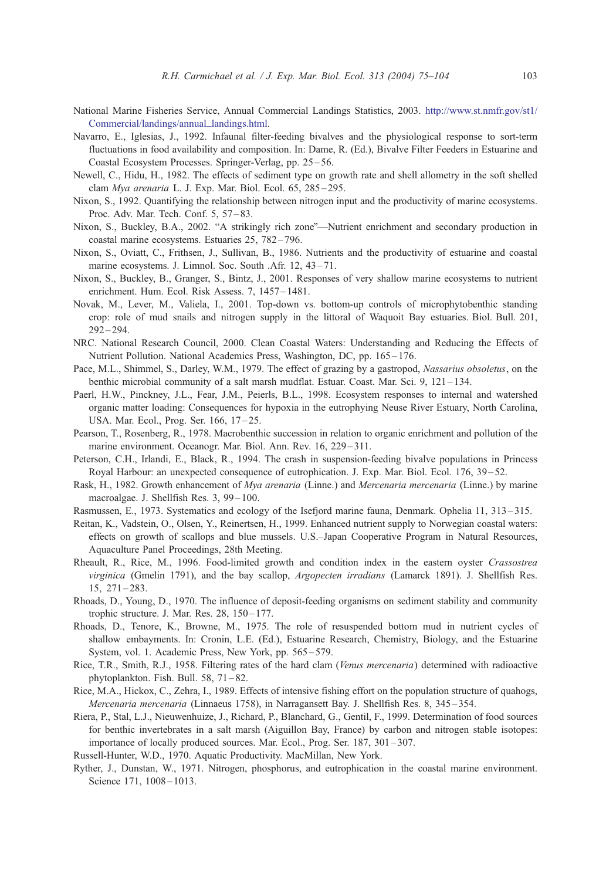National Marine Fisheries Service, Annual Commercial Landings Statistics, 2003. http://www.st.nmfr.gov/st1/Commercial/landings/annual_landings.html.

Navarro, E., Iglesias, J., 1992. Infaunal filter-feeding bivalves and the physiological response to sort-term fluctuations in food availability and composition. In: Dame, R. (Ed.), Bivalve Filter Feeders in Estuarine and Coastal Ecosystem Processes. Springer-Verlag, pp. 25–56.

Newell, C., Hidu, H., 1982. The effects of sediment type on growth rate and shell allometry in the soft shelled clam *Mya arenaria* L. J. Exp. Mar. Biol. Ecol. 65, 285–295.

Nixon, S., 1992. Quantifying the relationship between nitrogen input and the productivity of marine ecosystems. Proc. Adv. Mar. Tech. Conf. 5, 57–83.

Nixon, S., Buckley, B.A., 2002. "A strikingly rich zone"—Nutrient enrichment and secondary production in coastal marine ecosystems. Estuaries 25, 782–796.

Nixon, S., Oviatt, C., Frithsen, J., Sullivan, B., 1986. Nutrients and the productivity of estuarine and coastal marine ecosystems. J. Limnol. Soc. South .Afr. 12, 43–71.

Nixon, S., Buckley, B., Granger, S., Bintz, J., 2001. Responses of very shallow marine ecosystems to nutrient enrichment. Hum. Ecol. Risk Assess. 7, 1457–1481.

Novak, M., Lever, M., Valiela, I., 2001. Top-down vs. bottom-up controls of microphytobenthic standing crop: role of mud snails and nitrogen supply in the littoral of Waquoit Bay estuaries. Biol. Bull. 201, 292–294.

NRC. National Research Council, 2000. Clean Coastal Waters: Understanding and Reducing the Effects of Nutrient Pollution. National Academics Press, Washington, DC, pp. 165–176.

Pace, M.L., Shimmel, S., Darley, W.M., 1979. The effect of grazing by a gastropod, *Nassarius obsoletus*, on the benthic microbial community of a salt marsh mudflat. Estuar. Coast. Mar. Sci. 9, 121–134.

Paerl, H.W., Pinckney, J.L., Fear, J.M., Peierls, B.L., 1998. Ecosystem responses to internal and watershed organic matter loading: Consequences for hypoxia in the eutrophying Neuse River Estuary, North Carolina, USA. Mar. Ecol., Prog. Ser. 166, 17–25.

Pearson, T., Rosenberg, R., 1978. Macrobenthic succession in relation to organic enrichment and pollution of the marine environment. Oceanogr. Mar. Biol. Ann. Rev. 16, 229–311.

Peterson, C.H., Irlandi, E., Black, R., 1994. The crash in suspension-feeding bivalve populations in Princess Royal Harbour: an unexpected consequence of eutrophication. J. Exp. Mar. Biol. Ecol. 176, 39–52.

Rask, H., 1982. Growth enhancement of *Mya arenaria* (Linne.) and *Mercenaria mercenaria* (Linne.) by marine macroalgae. J. Shellfish Res. 3, 99–100.

Rasmussen, E., 1973. Systematics and ecology of the Isefjord marine fauna, Denmark. Ophelia 11, 313–315.

Reitan, K., Vadstein, O., Olsen, Y., Reinertsen, H., 1999. Enhanced nutrient supply to Norwegian coastal waters: effects on growth of scallops and blue mussels. U.S.–Japan Cooperative Program in Natural Resources, Aquaculture Panel Proceedings, 28th Meeting.

Rheault, R., Rice, M., 1996. Food-limited growth and condition index in the eastern oyster *Crassostrea virginica* (Gmelin 1791), and the bay scallop, *Argopecten irradians* (Lamarck 1891). J. Shellfish Res. 15, 271–283.

Rhoads, D., Young, D., 1970. The influence of deposit-feeding organisms on sediment stability and community trophic structure. J. Mar. Res. 28, 150–177.

Rhoads, D., Tenore, K., Browne, M., 1975. The role of resuspended bottom mud in nutrient cycles of shallow embayments. In: Cronin, L.E. (Ed.), Estuarine Research, Chemistry, Biology, and the Estuarine System, vol. 1. Academic Press, New York, pp. 565–579.

Rice, T.R., Smith, R.J., 1958. Filtering rates of the hard clam (*Venus mercenaria*) determined with radioactive phytoplankton. Fish. Bull. 58, 71–82.

Rice, M.A., Hickox, C., Zehra, I., 1989. Effects of intensive fishing effort on the population structure of quahogs, *Mercenaria mercenaria* (Linnaeus 1758), in Narragansett Bay. J. Shellfish Res. 8, 345–354.

Riera, P., Stal, L.J., Nieuwenhuize, J., Richard, P., Blanchard, G., Gentil, F., 1999. Determination of food sources for benthic invertebrates in a salt marsh (Aiguillon Bay, France) by carbon and nitrogen stable isotopes: importance of locally produced sources. Mar. Ecol., Prog. Ser. 187, 301–307.

Russell-Hunter, W.D., 1970. Aquatic Productivity. MacMillan, New York.

Ryther, J., Dunstan, W., 1971. Nitrogen, phosphorus, and eutrophication in the coastal marine environment. Science 171, 1008–1013.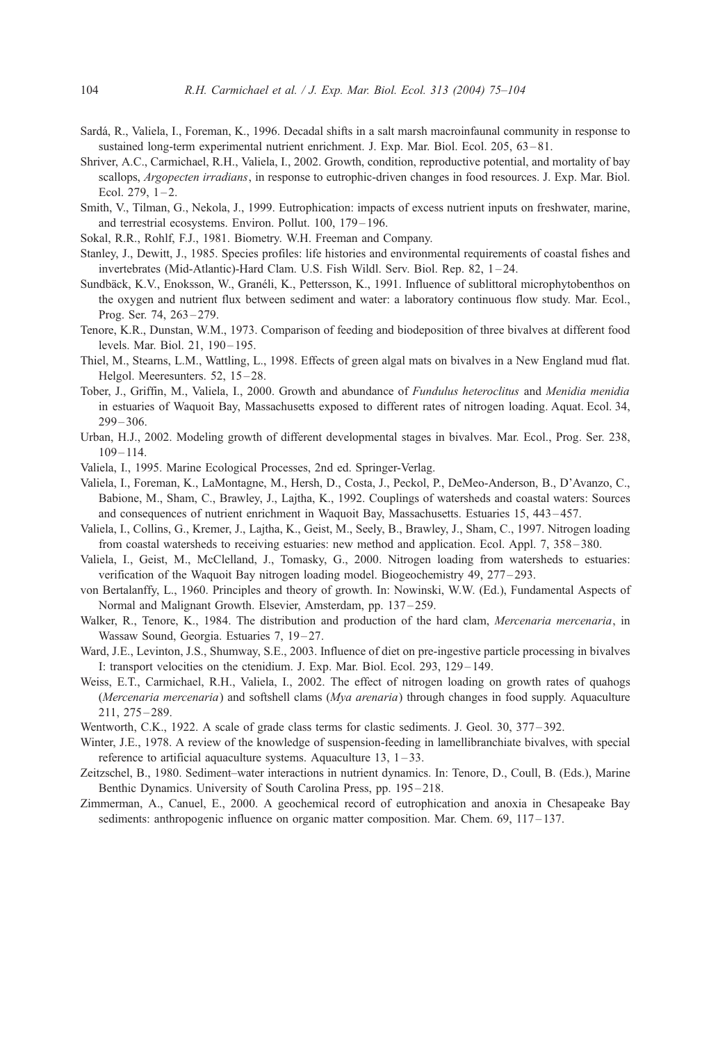Sardá, R., Valiela, I., Foreman, K., 1996. Decadal shifts in a salt marsh macroinfaunal community in response to sustained long-term experimental nutrient enrichment. J. Exp. Mar. Biol. Ecol. 205, 63–81.

Shriver, A.C., Carmichael, R.H., Valiela, I., 2002. Growth, condition, reproductive potential, and mortality of bay scallops, *Argopecten irradians*, in response to eutrophic-driven changes in food resources. J. Exp. Mar. Biol. Ecol. 279, 1–2.

Smith, V., Tilman, G., Nekola, J., 1999. Eutrophication: impacts of excess nutrient inputs on freshwater, marine, and terrestrial ecosystems. Environ. Pollut. 100, 179–196.

Sokal, R.R., Rohlf, F.J., 1981. Biometry. W.H. Freeman and Company.

Stanley, J., Dewitt, J., 1985. Species profiles: life histories and environmental requirements of coastal fishes and invertebrates (Mid-Atlantic)-Hard Clam. U.S. Fish Wildl. Serv. Biol. Rep. 82, 1–24.

Sundbäck, K.V., Enoksson, W., Granéli, K., Pettersson, K., 1991. Influence of sublittoral microphytobenthos on the oxygen and nutrient flux between sediment and water: a laboratory continuous flow study. Mar. Ecol., Prog. Ser. 74, 263–279.

Tenore, K.R., Dunstan, W.M., 1973. Comparison of feeding and biodeposition of three bivalves at different food levels. Mar. Biol. 21, 190–195.

Thiel, M., Stearns, L.M., Wattling, L., 1998. Effects of green algal mats on bivalves in a New England mud flat. Helgol. Meeresunters. 52, 15–28.

Tober, J., Griffin, M., Valiela, I., 2000. Growth and abundance of *Fundulus heteroclitus* and *Menidia menidia* in estuaries of Waquoit Bay, Massachusetts exposed to different rates of nitrogen loading. Aquat. Ecol. 34, 299–306.

Urban, H.J., 2002. Modeling growth of different developmental stages in bivalves. Mar. Ecol., Prog. Ser. 238, 109–114.

Valiela, I., 1995. Marine Ecological Processes, 2nd ed. Springer-Verlag.

Valiela, I., Foreman, K., LaMontagne, M., Hersh, D., Costa, J., Peckol, P., DeMeo-Anderson, B., D'Avanzo, C., Babione, M., Sham, C., Brawley, J., Lajtha, K., 1992. Couplings of watersheds and coastal waters: Sources and consequences of nutrient enrichment in Waquoit Bay, Massachusetts. Estuaries 15, 443–457.

Valiela, I., Collins, G., Kremer, J., Lajtha, K., Geist, M., Seely, B., Brawley, J., Sham, C., 1997. Nitrogen loading from coastal watersheds to receiving estuaries: new method and application. Ecol. Appl. 7, 358–380.

Valiela, I., Geist, M., McClelland, J., Tomasky, G., 2000. Nitrogen loading from watersheds to estuaries: verification of the Waquoit Bay nitrogen loading model. Biogeochemistry 49, 277–293.

von Bertalanffy, L., 1960. Principles and theory of growth. In: Nowinski, W.W. (Ed.), Fundamental Aspects of Normal and Malignant Growth. Elsevier, Amsterdam, pp. 137–259.

Walker, R., Tenore, K., 1984. The distribution and production of the hard clam, *Mercenaria mercenaria*, in Wassaw Sound, Georgia. Estuaries 7, 19–27.

Ward, J.E., Levinton, J.S., Shumway, S.E., 2003. Influence of diet on pre-ingestive particle processing in bivalves I: transport velocities on the ctenidium. J. Exp. Mar. Biol. Ecol. 293, 129–149.

Weiss, E.T., Carmichael, R.H., Valiela, I., 2002. The effect of nitrogen loading on growth rates of quahogs (*Mercenaria mercenaria*) and softshell clams (*Mya arenaria*) through changes in food supply. Aquaculture 211, 275–289.

Wentworth, C.K., 1922. A scale of grade class terms for clastic sediments. J. Geol. 30, 377–392.

Winter, J.E., 1978. A review of the knowledge of suspension-feeding in lamellibranchiate bivalves, with special reference to artificial aquaculture systems. Aquaculture 13, 1–33.

Zeitzschel, B., 1980. Sediment–water interactions in nutrient dynamics. In: Tenore, D., Coull, B. (Eds.), Marine Benthic Dynamics. University of South Carolina Press, pp. 195–218.

Zimmerman, A., Canuel, E., 2000. A geochemical record of eutrophication and anoxia in Chesapeake Bay sediments: anthropogenic influence on organic matter composition. Mar. Chem. 69, 117–137.